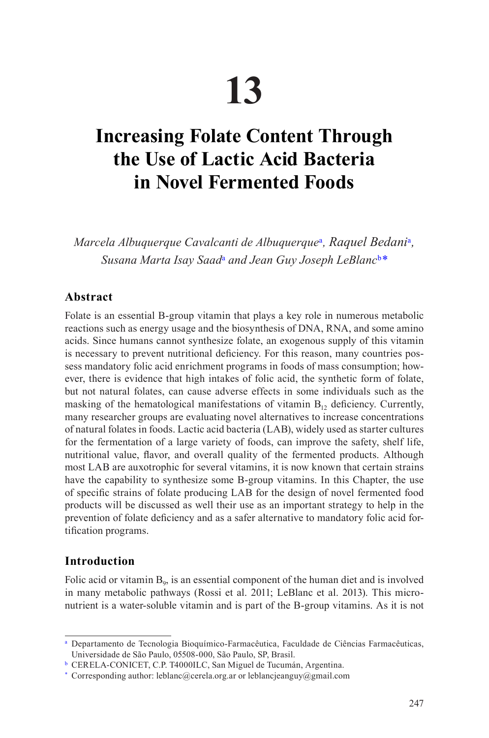# 13

# Increasing Folate Content Through the Use of Lactic Acid Bacteria in Novel Fermented Foods

*Marcela Albuquerque Cavalcanti de Albuquerque*[a], *Raquel Bedani*[a], *Susana Marta Isay Saad*[a] *and Jean Guy Joseph LeBlanc*[b]*

## Abstract

Folate is an essential B-group vitamin that plays a key role in numerous metabolic reactions such as energy usage and the biosynthesis of DNA, RNA, and some amino acids. Since humans cannot synthesize folate, an exogenous supply of this vitamin is necessary to prevent nutritional deficiency. For this reason, many countries possess mandatory folic acid enrichment programs in foods of mass consumption; however, there is evidence that high intakes of folic acid, the synthetic form of folate, but not natural folates, can cause adverse effects in some individuals such as the masking of the hematological manifestations of vitamin $B_{12}$ deficiency. Currently, many researcher groups are evaluating novel alternatives to increase concentrations of natural folates in foods. Lactic acid bacteria (LAB), widely used as starter cultures for the fermentation of a large variety of foods, can improve the safety, shelf life, nutritional value, flavor, and overall quality of the fermented products. Although most LAB are auxotrophic for several vitamins, it is now known that certain strains have the capability to synthesize some B-group vitamins. In this Chapter, the use of specific strains of folate producing LAB for the design of novel fermented food products will be discussed as well their use as an important strategy to help in the prevention of folate deficiency and as a safer alternative to mandatory folic acid fortification programs.

## Introduction

Folic acid or vitamin $B_9$, is an essential component of the human diet and is involved in many metabolic pathways (Rossi et al. 2011; LeBlanc et al. 2013). This micronutrient is a water-soluble vitamin and is part of the B-group vitamins. As it is not

---

[a] Departamento de Tecnologia Bioquímico-Farmacêutica, Faculdade de Ciências Farmacêuticas, Universidade de São Paulo, 05508-000, São Paulo, SP, Brasil.

[b] CERELA-CONICET, C.P. T4000ILC, San Miguel de Tucumán, Argentina.

* Corresponding author: leblanc@cerela.org.ar or leblancjeanguy@gmail.com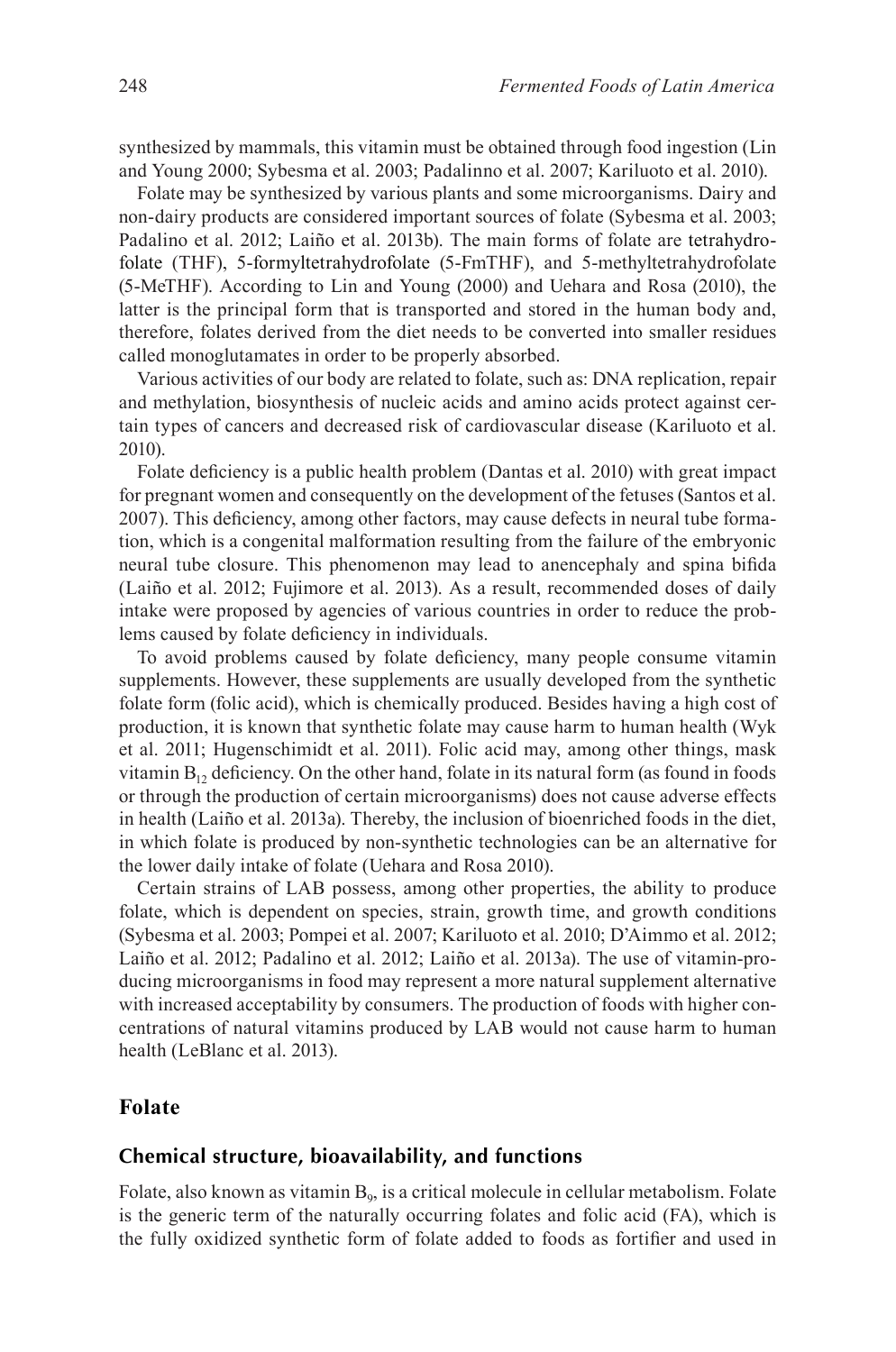synthesized by mammals, this vitamin must be obtained through food ingestion (Lin and Young 2000; Sybesma et al. 2003; Padalinno et al. 2007; Kariluoto et al. 2010).

Folate may be synthesized by various plants and some microorganisms. Dairy and non-dairy products are considered important sources of folate (Sybesma et al. 2003; Padalino et al. 2012; Laiño et al. 2013b). The main forms of folate are tetrahydrofolate (THF), 5-formyltetrahydrofolate (5-FmTHF), and 5-methyltetrahydrofolate (5-MeTHF). According to Lin and Young (2000) and Uehara and Rosa (2010), the latter is the principal form that is transported and stored in the human body and, therefore, folates derived from the diet needs to be converted into smaller residues called monoglutamates in order to be properly absorbed.

Various activities of our body are related to folate, such as: DNA replication, repair and methylation, biosynthesis of nucleic acids and amino acids protect against certain types of cancers and decreased risk of cardiovascular disease (Kariluoto et al. 2010).

Folate deficiency is a public health problem (Dantas et al. 2010) with great impact for pregnant women and consequently on the development of the fetuses (Santos et al. 2007). This deficiency, among other factors, may cause defects in neural tube formation, which is a congenital malformation resulting from the failure of the embryonic neural tube closure. This phenomenon may lead to anencephaly and spina bifida (Laiño et al. 2012; Fujimore et al. 2013). As a result, recommended doses of daily intake were proposed by agencies of various countries in order to reduce the problems caused by folate deficiency in individuals.

To avoid problems caused by folate deficiency, many people consume vitamin supplements. However, these supplements are usually developed from the synthetic folate form (folic acid), which is chemically produced. Besides having a high cost of production, it is known that synthetic folate may cause harm to human health (Wyk et al. 2011; Hugenschimidt et al. 2011). Folic acid may, among other things, mask vitamin $B_{12}$ deficiency. On the other hand, folate in its natural form (as found in foods or through the production of certain microorganisms) does not cause adverse effects in health (Laiño et al. 2013a). Thereby, the inclusion of bioenriched foods in the diet, in which folate is produced by non-synthetic technologies can be an alternative for the lower daily intake of folate (Uehara and Rosa 2010).

Certain strains of LAB possess, among other properties, the ability to produce folate, which is dependent on species, strain, growth time, and growth conditions (Sybesma et al. 2003; Pompei et al. 2007; Kariluoto et al. 2010; D'Aimmo et al. 2012; Laiño et al. 2012; Padalino et al. 2012; Laiño et al. 2013a). The use of vitamin-producing microorganisms in food may represent a more natural supplement alternative with increased acceptability by consumers. The production of foods with higher concentrations of natural vitamins produced by LAB would not cause harm to human health (LeBlanc et al. 2013).

## Folate

### Chemical structure, bioavailability, and functions

Folate, also known as vitamin $B_9$, is a critical molecule in cellular metabolism. Folate is the generic term of the naturally occurring folates and folic acid (FA), which is the fully oxidized synthetic form of folate added to foods as fortifier and used in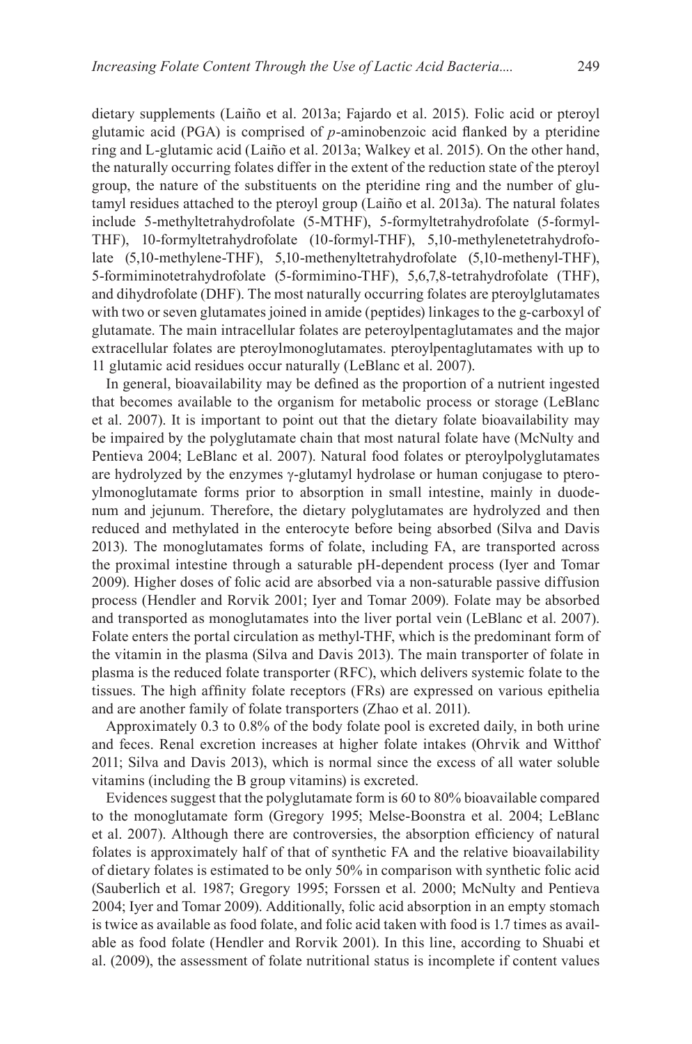dietary supplements (Laiño et al. 2013a; Fajardo et al. 2015). Folic acid or pteroyl glutamic acid (PGA) is comprised of *p*-aminobenzoic acid flanked by a pteridine ring and L-glutamic acid (Laiño et al. 2013a; Walkey et al. 2015). On the other hand, the naturally occurring folates differ in the extent of the reduction state of the pteroyl group, the nature of the substituents on the pteridine ring and the number of glutamyl residues attached to the pteroyl group (Laiño et al. 2013a). The natural folates include 5-methyltetrahydrofolate (5-MTHF), 5-formyltetrahydrofolate (5-formyl-THF), 10-formyltetrahydrofolate (10-formyl-THF), 5,10-methylenetetrahydrofolate (5,10-methylene-THF), 5,10-methenyltetrahydrofolate (5,10-methenyl-THF), 5-formiminotetrahydrofolate (5-formimino-THF), 5,6,7,8-tetrahydrofolate (THF), and dihydrofolate (DHF). The most naturally occurring folates are pteroylglutamates with two or seven glutamates joined in amide (peptides) linkages to the g-carboxyl of glutamate. The main intracellular folates are peteroylpentaglutamates and the major extracellular folates are pteroylmonoglutamates. pteroylpentaglutamates with up to 11 glutamic acid residues occur naturally (LeBlanc et al. 2007).

In general, bioavailability may be defined as the proportion of a nutrient ingested that becomes available to the organism for metabolic process or storage (LeBlanc et al. 2007). It is important to point out that the dietary folate bioavailability may be impaired by the polyglutamate chain that most natural folate have (McNulty and Pentieva 2004; LeBlanc et al. 2007). Natural food folates or pteroylpolyglutamates are hydrolyzed by the enzymes γ-glutamyl hydrolase or human conjugase to pteroylmonoglutamate forms prior to absorption in small intestine, mainly in duodenum and jejunum. Therefore, the dietary polyglutamates are hydrolyzed and then reduced and methylated in the enterocyte before being absorbed (Silva and Davis 2013). The monoglutamates forms of folate, including FA, are transported across the proximal intestine through a saturable pH-dependent process (Iyer and Tomar 2009). Higher doses of folic acid are absorbed via a non-saturable passive diffusion process (Hendler and Rorvik 2001; Iyer and Tomar 2009). Folate may be absorbed and transported as monoglutamates into the liver portal vein (LeBlanc et al. 2007). Folate enters the portal circulation as methyl-THF, which is the predominant form of the vitamin in the plasma (Silva and Davis 2013). The main transporter of folate in plasma is the reduced folate transporter (RFC), which delivers systemic folate to the tissues. The high affinity folate receptors (FRs) are expressed on various epithelia and are another family of folate transporters (Zhao et al. 2011).

Approximately 0.3 to 0.8% of the body folate pool is excreted daily, in both urine and feces. Renal excretion increases at higher folate intakes (Ohrvik and Witthof 2011; Silva and Davis 2013), which is normal since the excess of all water soluble vitamins (including the B group vitamins) is excreted.

Evidences suggest that the polyglutamate form is 60 to 80% bioavailable compared to the monoglutamate form (Gregory 1995; Melse-Boonstra et al. 2004; LeBlanc et al. 2007). Although there are controversies, the absorption efficiency of natural folates is approximately half of that of synthetic FA and the relative bioavailability of dietary folates is estimated to be only 50% in comparison with synthetic folic acid (Sauberlich et al. 1987; Gregory 1995; Forssen et al. 2000; McNulty and Pentieva 2004; Iyer and Tomar 2009). Additionally, folic acid absorption in an empty stomach is twice as available as food folate, and folic acid taken with food is 1.7 times as available as food folate (Hendler and Rorvik 2001). In this line, according to Shuabi et al. (2009), the assessment of folate nutritional status is incomplete if content values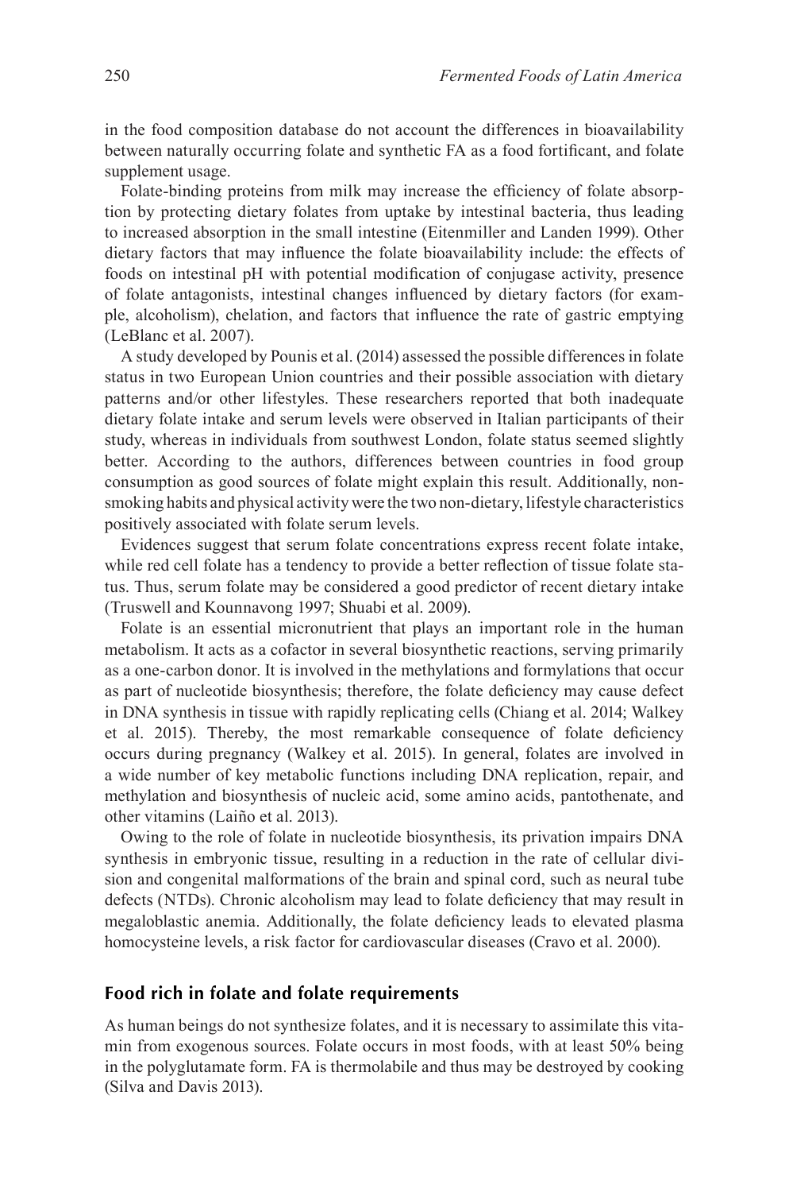in the food composition database do not account the differences in bioavailability between naturally occurring folate and synthetic FA as a food fortificant, and folate supplement usage.

Folate-binding proteins from milk may increase the efficiency of folate absorption by protecting dietary folates from uptake by intestinal bacteria, thus leading to increased absorption in the small intestine (Eitenmiller and Landen 1999). Other dietary factors that may influence the folate bioavailability include: the effects of foods on intestinal pH with potential modification of conjugase activity, presence of folate antagonists, intestinal changes influenced by dietary factors (for example, alcoholism), chelation, and factors that influence the rate of gastric emptying (LeBlanc et al. 2007).

A study developed by Pounis et al. (2014) assessed the possible differences in folate status in two European Union countries and their possible association with dietary patterns and/or other lifestyles. These researchers reported that both inadequate dietary folate intake and serum levels were observed in Italian participants of their study, whereas in individuals from southwest London, folate status seemed slightly better. According to the authors, differences between countries in food group consumption as good sources of folate might explain this result. Additionally, nonsmoking habits and physical activity were the two non-dietary, lifestyle characteristics positively associated with folate serum levels.

Evidences suggest that serum folate concentrations express recent folate intake, while red cell folate has a tendency to provide a better reflection of tissue folate status. Thus, serum folate may be considered a good predictor of recent dietary intake (Truswell and Kounnavong 1997; Shuabi et al. 2009).

Folate is an essential micronutrient that plays an important role in the human metabolism. It acts as a cofactor in several biosynthetic reactions, serving primarily as a one-carbon donor. It is involved in the methylations and formylations that occur as part of nucleotide biosynthesis; therefore, the folate deficiency may cause defect in DNA synthesis in tissue with rapidly replicating cells (Chiang et al. 2014; Walkey et al. 2015). Thereby, the most remarkable consequence of folate deficiency occurs during pregnancy (Walkey et al. 2015). In general, folates are involved in a wide number of key metabolic functions including DNA replication, repair, and methylation and biosynthesis of nucleic acid, some amino acids, pantothenate, and other vitamins (Laiño et al. 2013).

Owing to the role of folate in nucleotide biosynthesis, its privation impairs DNA synthesis in embryonic tissue, resulting in a reduction in the rate of cellular division and congenital malformations of the brain and spinal cord, such as neural tube defects (NTDs). Chronic alcoholism may lead to folate deficiency that may result in megaloblastic anemia. Additionally, the folate deficiency leads to elevated plasma homocysteine levels, a risk factor for cardiovascular diseases (Cravo et al. 2000).

## Food rich in folate and folate requirements

As human beings do not synthesize folates, and it is necessary to assimilate this vitamin from exogenous sources. Folate occurs in most foods, with at least 50% being in the polyglutamate form. FA is thermolabile and thus may be destroyed by cooking (Silva and Davis 2013).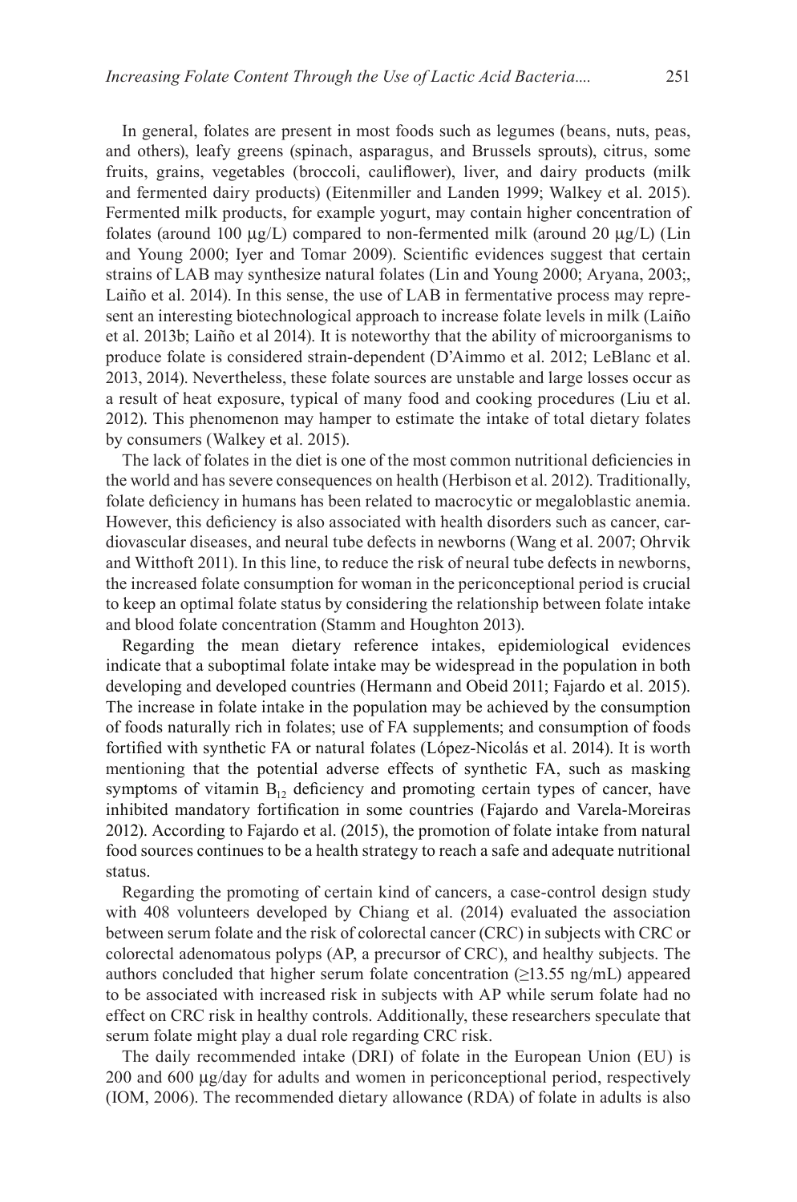In general, folates are present in most foods such as legumes (beans, nuts, peas, and others), leafy greens (spinach, asparagus, and Brussels sprouts), citrus, some fruits, grains, vegetables (broccoli, cauliflower), liver, and dairy products (milk and fermented dairy products) (Eitenmiller and Landen 1999; Walkey et al. 2015). Fermented milk products, for example yogurt, may contain higher concentration of folates (around 100 μg/L) compared to non-fermented milk (around 20 μg/L) (Lin and Young 2000; Iyer and Tomar 2009). Scientific evidences suggest that certain strains of LAB may synthesize natural folates (Lin and Young 2000; Aryana, 2003;, Laiño et al. 2014). In this sense, the use of LAB in fermentative process may represent an interesting biotechnological approach to increase folate levels in milk (Laiño et al. 2013b; Laiño et al 2014). It is noteworthy that the ability of microorganisms to produce folate is considered strain-dependent (D'Aimmo et al. 2012; LeBlanc et al. 2013, 2014). Nevertheless, these folate sources are unstable and large losses occur as a result of heat exposure, typical of many food and cooking procedures (Liu et al. 2012). This phenomenon may hamper to estimate the intake of total dietary folates by consumers (Walkey et al. 2015).

The lack of folates in the diet is one of the most common nutritional deficiencies in the world and has severe consequences on health (Herbison et al. 2012). Traditionally, folate deficiency in humans has been related to macrocytic or megaloblastic anemia. However, this deficiency is also associated with health disorders such as cancer, cardiovascular diseases, and neural tube defects in newborns (Wang et al. 2007; Ohrvik and Witthoft 2011). In this line, to reduce the risk of neural tube defects in newborns, the increased folate consumption for woman in the periconceptional period is crucial to keep an optimal folate status by considering the relationship between folate intake and blood folate concentration (Stamm and Houghton 2013).

Regarding the mean dietary reference intakes, epidemiological evidences indicate that a suboptimal folate intake may be widespread in the population in both developing and developed countries (Hermann and Obeid 2011; Fajardo et al. 2015). The increase in folate intake in the population may be achieved by the consumption of foods naturally rich in folates; use of FA supplements; and consumption of foods fortified with synthetic FA or natural folates (López-Nicolás et al. 2014). It is worth mentioning that the potential adverse effects of synthetic FA, such as masking symptoms of vitamin $B_{12}$ deficiency and promoting certain types of cancer, have inhibited mandatory fortification in some countries (Fajardo and Varela-Moreiras 2012). According to Fajardo et al. (2015), the promotion of folate intake from natural food sources continues to be a health strategy to reach a safe and adequate nutritional status.

Regarding the promoting of certain kind of cancers, a case-control design study with 408 volunteers developed by Chiang et al. (2014) evaluated the association between serum folate and the risk of colorectal cancer (CRC) in subjects with CRC or colorectal adenomatous polyps (AP, a precursor of CRC), and healthy subjects. The authors concluded that higher serum folate concentration ($\geq$13.55 ng/mL) appeared to be associated with increased risk in subjects with AP while serum folate had no effect on CRC risk in healthy controls. Additionally, these researchers speculate that serum folate might play a dual role regarding CRC risk.

The daily recommended intake (DRI) of folate in the European Union (EU) is 200 and 600 μg/day for adults and women in periconceptional period, respectively (IOM, 2006). The recommended dietary allowance (RDA) of folate in adults is also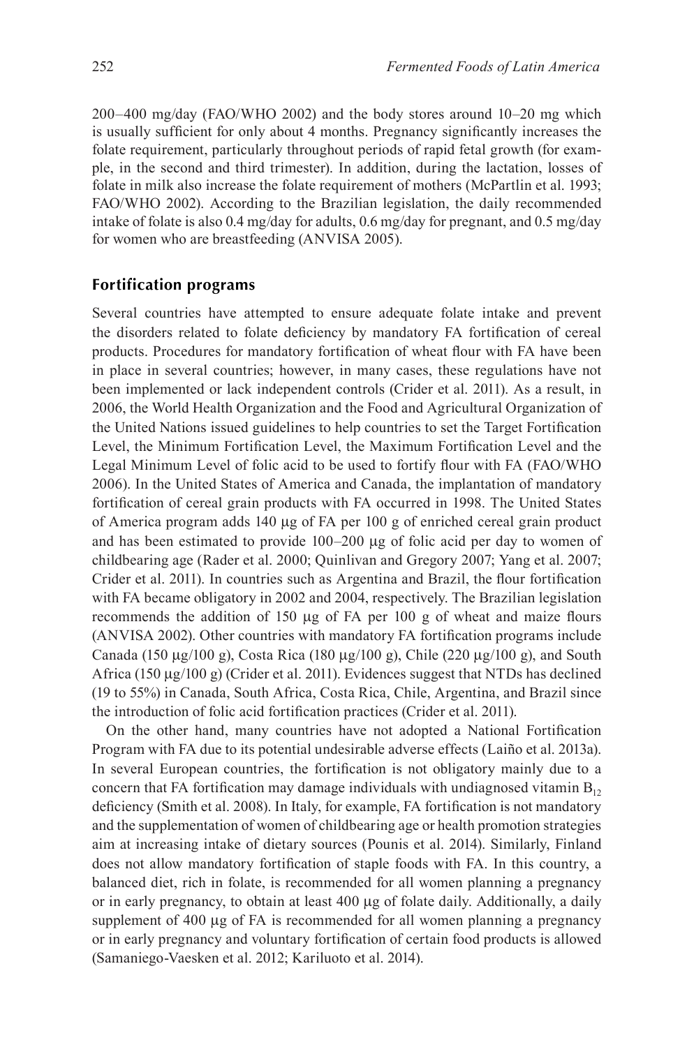200–400 mg/day (FAO/WHO 2002) and the body stores around 10–20 mg which is usually sufficient for only about 4 months. Pregnancy significantly increases the folate requirement, particularly throughout periods of rapid fetal growth (for example, in the second and third trimester). In addition, during the lactation, losses of folate in milk also increase the folate requirement of mothers (McPartlin et al. 1993; FAO/WHO 2002). According to the Brazilian legislation, the daily recommended intake of folate is also 0.4 mg/day for adults, 0.6 mg/day for pregnant, and 0.5 mg/day for women who are breastfeeding (ANVISA 2005).

## Fortification programs

Several countries have attempted to ensure adequate folate intake and prevent the disorders related to folate deficiency by mandatory FA fortification of cereal products. Procedures for mandatory fortification of wheat flour with FA have been in place in several countries; however, in many cases, these regulations have not been implemented or lack independent controls (Crider et al. 2011). As a result, in 2006, the World Health Organization and the Food and Agricultural Organization of the United Nations issued guidelines to help countries to set the Target Fortification Level, the Minimum Fortification Level, the Maximum Fortification Level and the Legal Minimum Level of folic acid to be used to fortify flour with FA (FAO/WHO 2006). In the United States of America and Canada, the implantation of mandatory fortification of cereal grain products with FA occurred in 1998. The United States of America program adds 140 μg of FA per 100 g of enriched cereal grain product and has been estimated to provide 100–200 μg of folic acid per day to women of childbearing age (Rader et al. 2000; Quinlivan and Gregory 2007; Yang et al. 2007; Crider et al. 2011). In countries such as Argentina and Brazil, the flour fortification with FA became obligatory in 2002 and 2004, respectively. The Brazilian legislation recommends the addition of 150 μg of FA per 100 g of wheat and maize flours (ANVISA 2002). Other countries with mandatory FA fortification programs include Canada (150 μg/100 g), Costa Rica (180 μg/100 g), Chile (220 μg/100 g), and South Africa (150 μg/100 g) (Crider et al. 2011). Evidences suggest that NTDs has declined (19 to 55%) in Canada, South Africa, Costa Rica, Chile, Argentina, and Brazil since the introduction of folic acid fortification practices (Crider et al. 2011).

On the other hand, many countries have not adopted a National Fortification Program with FA due to its potential undesirable adverse effects (Laiño et al. 2013a). In several European countries, the fortification is not obligatory mainly due to a concern that FA fortification may damage individuals with undiagnosed vitamin $B_{12}$ deficiency (Smith et al. 2008). In Italy, for example, FA fortification is not mandatory and the supplementation of women of childbearing age or health promotion strategies aim at increasing intake of dietary sources (Pounis et al. 2014). Similarly, Finland does not allow mandatory fortification of staple foods with FA. In this country, a balanced diet, rich in folate, is recommended for all women planning a pregnancy or in early pregnancy, to obtain at least 400 μg of folate daily. Additionally, a daily supplement of 400 μg of FA is recommended for all women planning a pregnancy or in early pregnancy and voluntary fortification of certain food products is allowed (Samaniego-Vaesken et al. 2012; Kariluoto et al. 2014).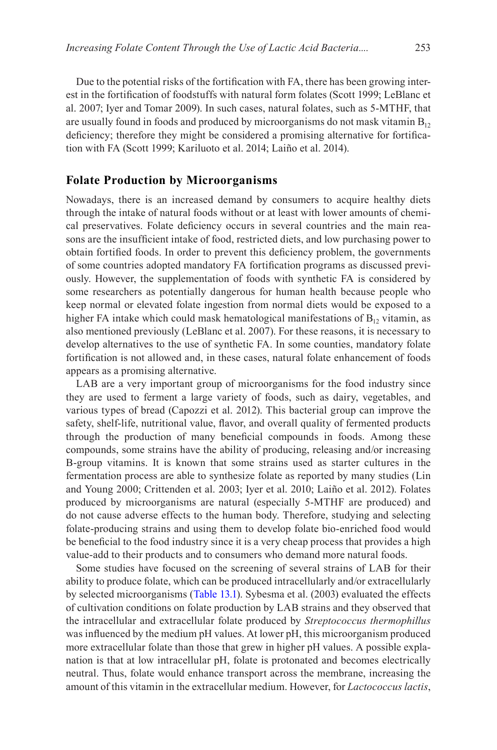Due to the potential risks of the fortification with FA, there has been growing interest in the fortification of foodstuffs with natural form folates (Scott 1999; LeBlanc et al. 2007; Iyer and Tomar 2009). In such cases, natural folates, such as 5-MTHF, that are usually found in foods and produced by microorganisms do not mask vitamin $B_{12}$ deficiency; therefore they might be considered a promising alternative for fortification with FA (Scott 1999; Kariluoto et al. 2014; Laiño et al. 2014).

## Folate Production by Microorganisms

Nowadays, there is an increased demand by consumers to acquire healthy diets through the intake of natural foods without or at least with lower amounts of chemical preservatives. Folate deficiency occurs in several countries and the main reasons are the insufficient intake of food, restricted diets, and low purchasing power to obtain fortified foods. In order to prevent this deficiency problem, the governments of some countries adopted mandatory FA fortification programs as discussed previously. However, the supplementation of foods with synthetic FA is considered by some researchers as potentially dangerous for human health because people who keep normal or elevated folate ingestion from normal diets would be exposed to a higher FA intake which could mask hematological manifestations of $B_{12}$ vitamin, as also mentioned previously (LeBlanc et al. 2007). For these reasons, it is necessary to develop alternatives to the use of synthetic FA. In some counties, mandatory folate fortification is not allowed and, in these cases, natural folate enhancement of foods appears as a promising alternative.

LAB are a very important group of microorganisms for the food industry since they are used to ferment a large variety of foods, such as dairy, vegetables, and various types of bread (Capozzi et al. 2012). This bacterial group can improve the safety, shelf-life, nutritional value, flavor, and overall quality of fermented products through the production of many beneficial compounds in foods. Among these compounds, some strains have the ability of producing, releasing and/or increasing B-group vitamins. It is known that some strains used as starter cultures in the fermentation process are able to synthesize folate as reported by many studies (Lin and Young 2000; Crittenden et al. 2003; Iyer et al. 2010; Laiño et al. 2012). Folates produced by microorganisms are natural (especially 5-MTHF are produced) and do not cause adverse effects to the human body. Therefore, studying and selecting folate-producing strains and using them to develop folate bio-enriched food would be beneficial to the food industry since it is a very cheap process that provides a high value-add to their products and to consumers who demand more natural foods.

Some studies have focused on the screening of several strains of LAB for their ability to produce folate, which can be produced intracellularly and/or extracellularly by selected microorganisms (Table 13.1). Sybesma et al. (2003) evaluated the effects of cultivation conditions on folate production by LAB strains and they observed that the intracellular and extracellular folate produced by *Streptococcus thermophillus* was influenced by the medium pH values. At lower pH, this microorganism produced more extracellular folate than those that grew in higher pH values. A possible explanation is that at low intracellular pH, folate is protonated and becomes electrically neutral. Thus, folate would enhance transport across the membrane, increasing the amount of this vitamin in the extracellular medium. However, for *Lactococcus lactis*,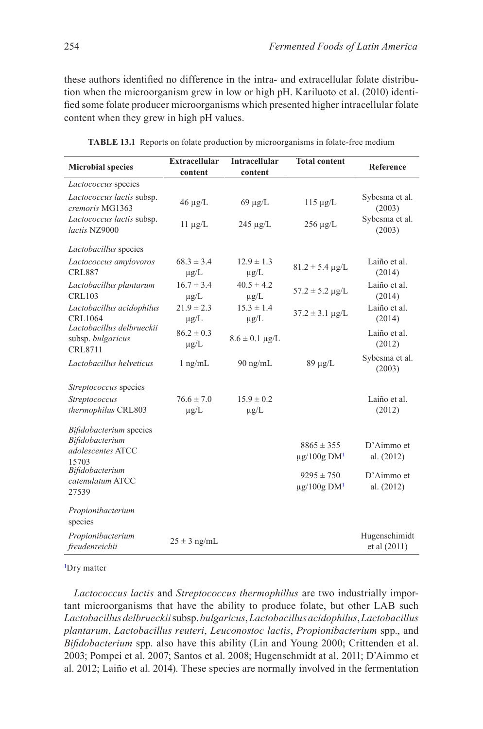these authors identified no difference in the intra- and extracellular folate distribution when the microorganism grew in low or high pH. Kariluoto et al. (2010) identified some folate producer microorganisms which presented higher intracellular folate content when they grew in high pH values.

**TABLE 13.1** Reports on folate production by microorganisms in folate-free medium

| Microbial species | Extracellular content | Intracellular content | Total content | Reference |
|---|---|---|---|---|
| *Lactococcus* species | | | | |
| *Lactococcus lactis* subsp. *cremoris* MG1363 | 46 μg/L | 69 μg/L | 115 μg/L | Sybesma et al. (2003) |
| *Lactococcus lactis* subsp. *lactis* NZ9000 | 11 μg/L | 245 μg/L | 256 μg/L | Sybesma et al. (2003) |
| *Lactobacillus* species | | | | |
| *Lactococcus amylovoros* CRL887 | 68.3 ± 3.4 μg/L | 12.9 ± 1.3 μg/L | 81.2 ± 5.4 μg/L | Laiño et al. (2014) |
| *Lactobacillus plantarum* CRL103 | 16.7 ± 3.4 μg/L | 40.5 ± 4.2 μg/L | 57.2 ± 5.2 μg/L | Laiño et al. (2014) |
| *Lactobacillus acidophilus* CRL1064 | 21.9 ± 2.3 μg/L | 15.3 ± 1.4 μg/L | 37.2 ± 3.1 μg/L | Laiño et al. (2014) |
| *Lactobacillus delbrueckii* subsp. *bulgaricus* CRL8711 | 86.2 ± 0.3 μg/L | 8.6 ± 0.1 μg/L | | Laiño et al. (2012) |
| *Lactobacillus helveticus* | 1 ng/mL | 90 ng/mL | 89 μg/L | Sybesma et al. (2003) |
| *Streptococcus* species | | | | |
| *Streptococcus thermophilus* CRL803 | 76.6 ± 7.0 μg/L | 15.9 ± 0.2 μg/L | | Laiño et al. (2012) |
| *Bifidobacterium* species | | | | |
| *Bifidobacterium adolescentes* ATCC 15703 | | | 8865 ± 355 μg/100g DM[1] | D'Aimmo et al. (2012) |
| *Bifidobacterium catenulatum* ATCC 27539 | | | 9295 ± 750 μg/100g DM[1] | D'Aimmo et al. (2012) |
| *Propionibacterium* species | | | | |
| *Propionibacterium freudenreichii* | 25 ± 3 ng/mL | | | Hugenschimidt et al (2011) |

[1]Dry matter

*Lactococcus lactis* and *Streptococcus thermophillus* are two industrially important microorganisms that have the ability to produce folate, but other LAB such *Lactobacillus delbrueckii* subsp. *bulgaricus*, *Lactobacillus acidophilus*, *Lactobacillus plantarum*, *Lactobacillus reuteri*, *Leuconostoc lactis*, *Propionibacterium* spp., and *Bifidobacterium* spp. also have this ability (Lin and Young 2000; Crittenden et al. 2003; Pompei et al. 2007; Santos et al. 2008; Hugenschmidt at al. 2011; D'Aimmo et al. 2012; Laiño et al. 2014). These species are normally involved in the fermentation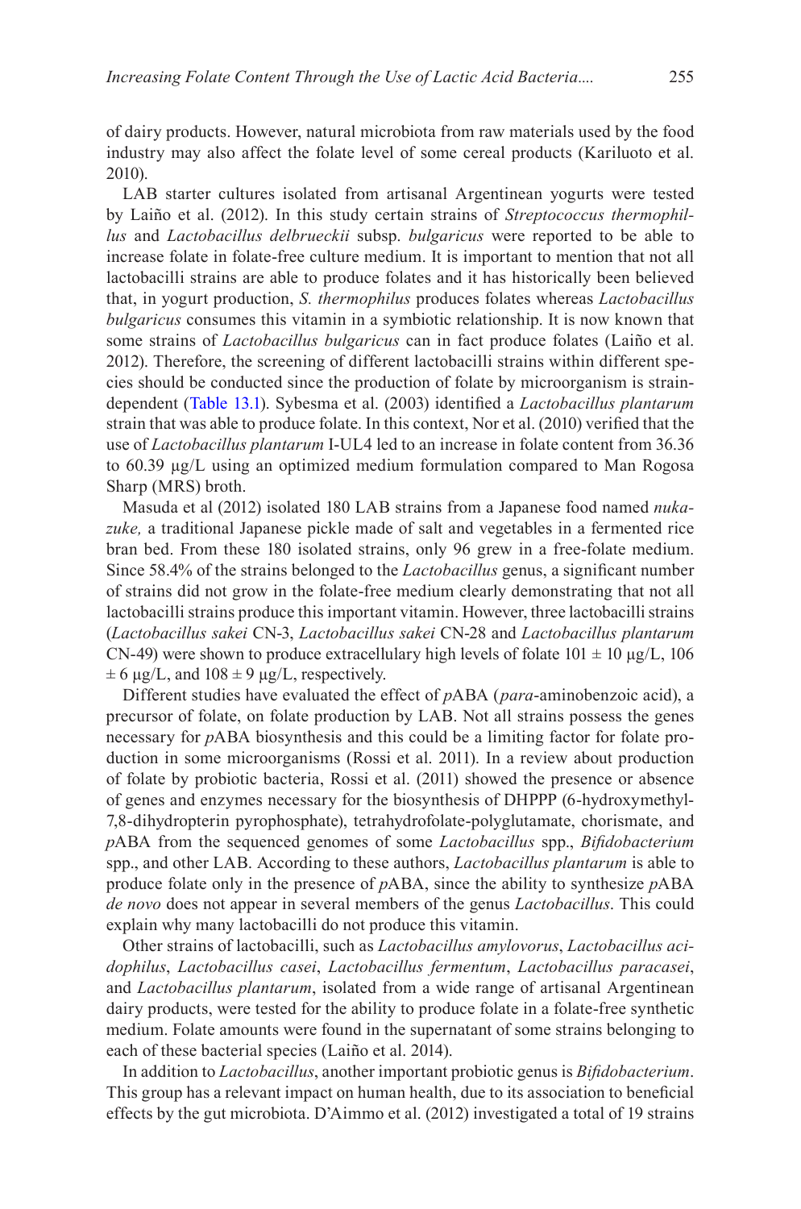of dairy products. However, natural microbiota from raw materials used by the food industry may also affect the folate level of some cereal products (Kariluoto et al. 2010).

LAB starter cultures isolated from artisanal Argentinean yogurts were tested by Laiño et al. (2012). In this study certain strains of *Streptococcus thermophilus* and *Lactobacillus delbrueckii* subsp. *bulgaricus* were reported to be able to increase folate in folate-free culture medium. It is important to mention that not all lactobacilli strains are able to produce folates and it has historically been believed that, in yogurt production, *S. thermophilus* produces folates whereas *Lactobacillus bulgaricus* consumes this vitamin in a symbiotic relationship. It is now known that some strains of *Lactobacillus bulgaricus* can in fact produce folates (Laiño et al. 2012). Therefore, the screening of different lactobacilli strains within different species should be conducted since the production of folate by microorganism is strain-dependent (Table 13.1). Sybesma et al. (2003) identified a *Lactobacillus plantarum* strain that was able to produce folate. In this context, Nor et al. (2010) verified that the use of *Lactobacillus plantarum* I-UL4 led to an increase in folate content from 36.36 to 60.39 μg/L using an optimized medium formulation compared to Man Rogosa Sharp (MRS) broth.

Masuda et al (2012) isolated 180 LAB strains from a Japanese food named *nukazuke,* a traditional Japanese pickle made of salt and vegetables in a fermented rice bran bed. From these 180 isolated strains, only 96 grew in a free-folate medium. Since 58.4% of the strains belonged to the *Lactobacillus* genus, a significant number of strains did not grow in the folate-free medium clearly demonstrating that not all lactobacilli strains produce this important vitamin. However, three lactobacilli strains (*Lactobacillus sakei* CN-3, *Lactobacillus sakei* CN-28 and *Lactobacillus plantarum* CN-49) were shown to produce extracellulary high levels of folate 101 ± 10 μg/L, 106 ± 6 μg/L, and 108 ± 9 μg/L, respectively.

Different studies have evaluated the effect of *p*ABA (*para*-aminobenzoic acid), a precursor of folate, on folate production by LAB. Not all strains possess the genes necessary for *p*ABA biosynthesis and this could be a limiting factor for folate production in some microorganisms (Rossi et al. 2011). In a review about production of folate by probiotic bacteria, Rossi et al. (2011) showed the presence or absence of genes and enzymes necessary for the biosynthesis of DHPPP (6-hydroxymethyl-7,8-dihydropterin pyrophosphate), tetrahydrofolate-polyglutamate, chorismate, and *p*ABA from the sequenced genomes of some *Lactobacillus* spp., *Bifidobacterium* spp., and other LAB. According to these authors, *Lactobacillus plantarum* is able to produce folate only in the presence of *p*ABA, since the ability to synthesize *p*ABA *de novo* does not appear in several members of the genus *Lactobacillus*. This could explain why many lactobacilli do not produce this vitamin.

Other strains of lactobacilli, such as *Lactobacillus amylovorus*, *Lactobacillus acidophilus*, *Lactobacillus casei*, *Lactobacillus fermentum*, *Lactobacillus paracasei*, and *Lactobacillus plantarum*, isolated from a wide range of artisanal Argentinean dairy products, were tested for the ability to produce folate in a folate-free synthetic medium. Folate amounts were found in the supernatant of some strains belonging to each of these bacterial species (Laiño et al. 2014).

In addition to *Lactobacillus*, another important probiotic genus is *Bifidobacterium*. This group has a relevant impact on human health, due to its association to beneficial effects by the gut microbiota. D'Aimmo et al. (2012) investigated a total of 19 strains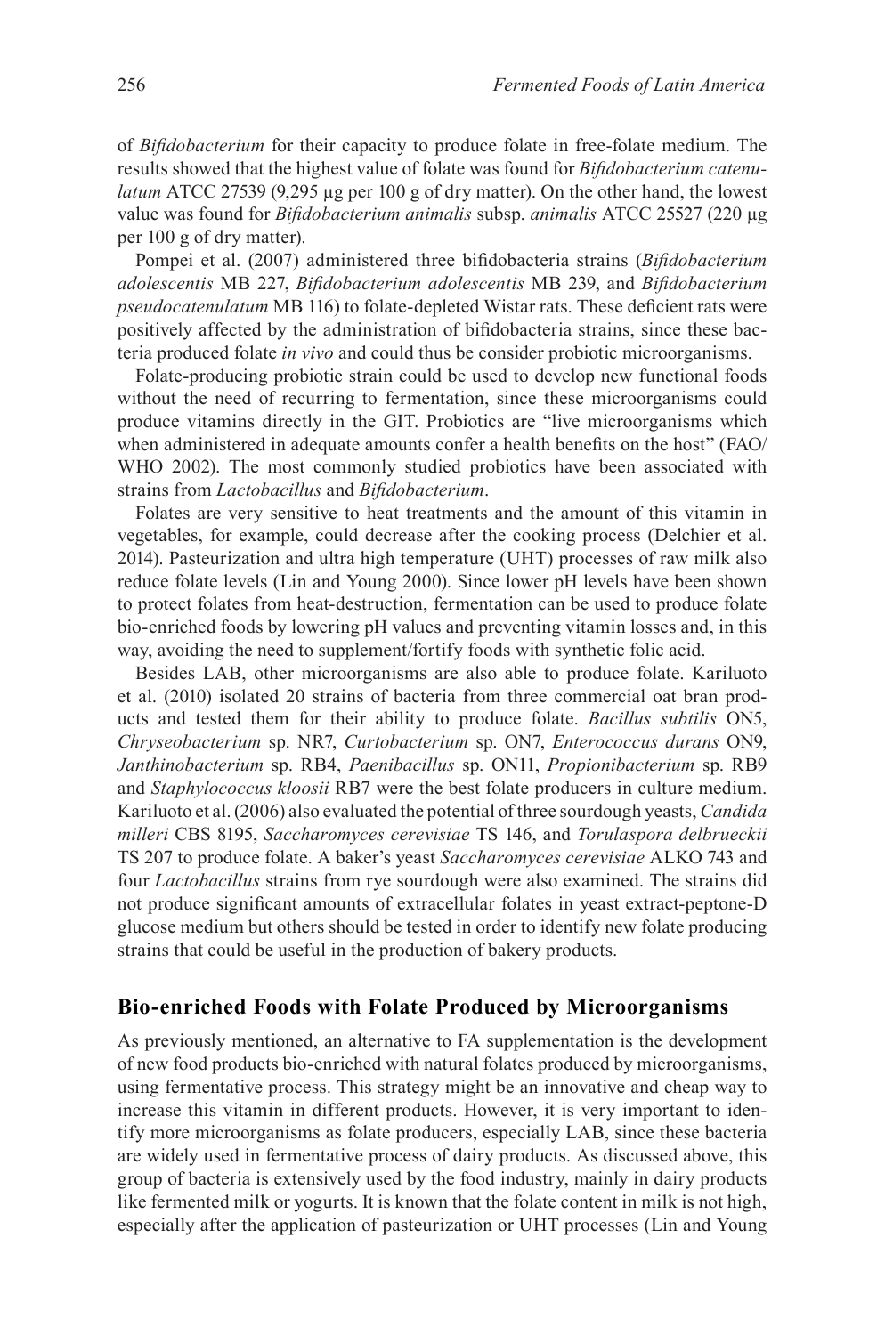of *Bifidobacterium* for their capacity to produce folate in free-folate medium. The results showed that the highest value of folate was found for *Bifidobacterium catenulatum* ATCC 27539 (9,295 µg per 100 g of dry matter). On the other hand, the lowest value was found for *Bifidobacterium animalis* subsp. *animalis* ATCC 25527 (220 µg per 100 g of dry matter).

Pompei et al. (2007) administered three bifidobacteria strains (*Bifidobacterium adolescentis* MB 227, *Bifidobacterium adolescentis* MB 239, and *Bifidobacterium pseudocatenulatum* MB 116) to folate-depleted Wistar rats. These deficient rats were positively affected by the administration of bifidobacteria strains, since these bacteria produced folate *in vivo* and could thus be consider probiotic microorganisms.

Folate-producing probiotic strain could be used to develop new functional foods without the need of recurring to fermentation, since these microorganisms could produce vitamins directly in the GIT. Probiotics are "live microorganisms which when administered in adequate amounts confer a health benefits on the host" (FAO/WHO 2002). The most commonly studied probiotics have been associated with strains from *Lactobacillus* and *Bifidobacterium*.

Folates are very sensitive to heat treatments and the amount of this vitamin in vegetables, for example, could decrease after the cooking process (Delchier et al. 2014). Pasteurization and ultra high temperature (UHT) processes of raw milk also reduce folate levels (Lin and Young 2000). Since lower pH levels have been shown to protect folates from heat-destruction, fermentation can be used to produce folate bio-enriched foods by lowering pH values and preventing vitamin losses and, in this way, avoiding the need to supplement/fortify foods with synthetic folic acid.

Besides LAB, other microorganisms are also able to produce folate. Kariluoto et al. (2010) isolated 20 strains of bacteria from three commercial oat bran products and tested them for their ability to produce folate. *Bacillus subtilis* ON5, *Chryseobacterium* sp. NR7, *Curtobacterium* sp. ON7, *Enterococcus durans* ON9, *Janthinobacterium* sp. RB4, *Paenibacillus* sp. ON11, *Propionibacterium* sp. RB9 and *Staphylococcus kloosii* RB7 were the best folate producers in culture medium. Kariluoto et al. (2006) also evaluated the potential of three sourdough yeasts, *Candida milleri* CBS 8195, *Saccharomyces cerevisiae* TS 146, and *Torulaspora delbrueckii* TS 207 to produce folate. A baker's yeast *Saccharomyces cerevisiae* ALKO 743 and four *Lactobacillus* strains from rye sourdough were also examined. The strains did not produce significant amounts of extracellular folates in yeast extract-peptone-D glucose medium but others should be tested in order to identify new folate producing strains that could be useful in the production of bakery products.

## Bio-enriched Foods with Folate Produced by Microorganisms

As previously mentioned, an alternative to FA supplementation is the development of new food products bio-enriched with natural folates produced by microorganisms, using fermentative process. This strategy might be an innovative and cheap way to increase this vitamin in different products. However, it is very important to identify more microorganisms as folate producers, especially LAB, since these bacteria are widely used in fermentative process of dairy products. As discussed above, this group of bacteria is extensively used by the food industry, mainly in dairy products like fermented milk or yogurts. It is known that the folate content in milk is not high, especially after the application of pasteurization or UHT processes (Lin and Young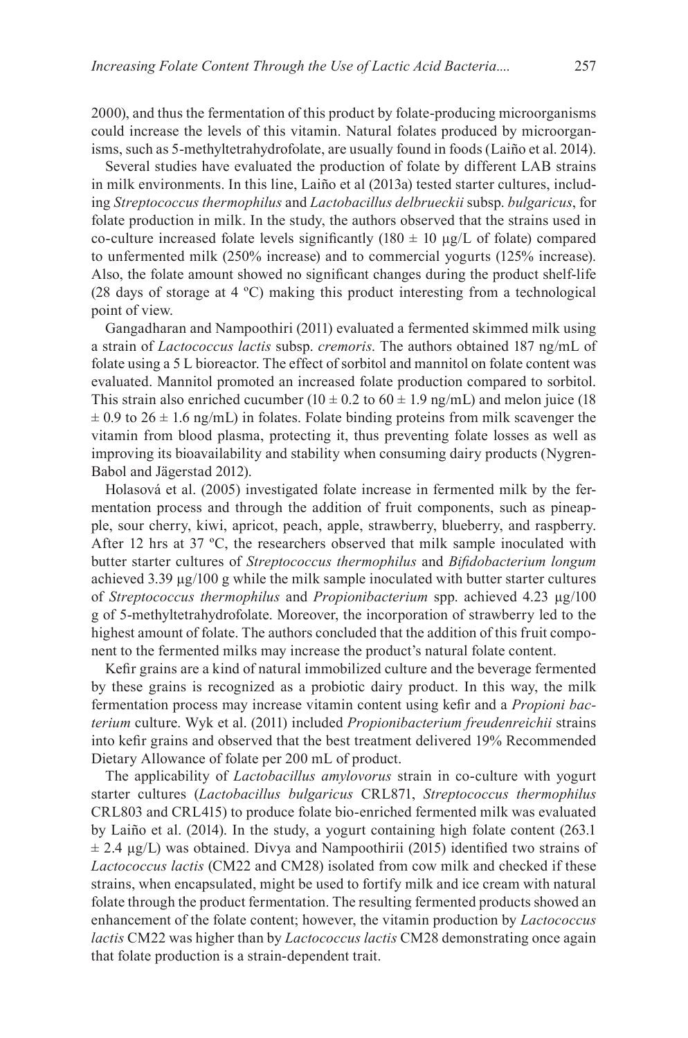2000), and thus the fermentation of this product by folate-producing microorganisms could increase the levels of this vitamin. Natural folates produced by microorganisms, such as 5-methyltetrahydrofolate, are usually found in foods (Laiño et al. 2014).

Several studies have evaluated the production of folate by different LAB strains in milk environments. In this line, Laiño et al (2013a) tested starter cultures, including *Streptococcus thermophilus* and *Lactobacillus delbrueckii* subsp. *bulgaricus*, for folate production in milk. In the study, the authors observed that the strains used in co-culture increased folate levels significantly ($180 \pm 10$ μg/L of folate) compared to unfermented milk (250% increase) and to commercial yogurts (125% increase). Also, the folate amount showed no significant changes during the product shelf-life (28 days of storage at 4 ºC) making this product interesting from a technological point of view.

Gangadharan and Nampoothiri (2011) evaluated a fermented skimmed milk using a strain of *Lactococcus lactis* subsp. *cremoris*. The authors obtained 187 ng/mL of folate using a 5 L bioreactor. The effect of sorbitol and mannitol on folate content was evaluated. Mannitol promoted an increased folate production compared to sorbitol. This strain also enriched cucumber ($10 \pm 0.2$ to $60 \pm 1.9$ ng/mL) and melon juice ($18 \pm 0.9$ to $26 \pm 1.6$ ng/mL) in folates. Folate binding proteins from milk scavenger the vitamin from blood plasma, protecting it, thus preventing folate losses as well as improving its bioavailability and stability when consuming dairy products (Nygren-Babol and Jägerstad 2012).

Holasová et al. (2005) investigated folate increase in fermented milk by the fermentation process and through the addition of fruit components, such as pineapple, sour cherry, kiwi, apricot, peach, apple, strawberry, blueberry, and raspberry. After 12 hrs at 37 ºC, the researchers observed that milk sample inoculated with butter starter cultures of *Streptococcus thermophilus* and *Bifidobacterium longum* achieved 3.39 μg/100 g while the milk sample inoculated with butter starter cultures of *Streptococcus thermophilus* and *Propionibacterium* spp. achieved 4.23 μg/100 g of 5-methyltetrahydrofolate. Moreover, the incorporation of strawberry led to the highest amount of folate. The authors concluded that the addition of this fruit component to the fermented milks may increase the product's natural folate content.

Kefir grains are a kind of natural immobilized culture and the beverage fermented by these grains is recognized as a probiotic dairy product. In this way, the milk fermentation process may increase vitamin content using kefir and a *Propioni bacterium* culture. Wyk et al. (2011) included *Propionibacterium freudenreichii* strains into kefir grains and observed that the best treatment delivered 19% Recommended Dietary Allowance of folate per 200 mL of product.

The applicability of *Lactobacillus amylovorus* strain in co-culture with yogurt starter cultures (*Lactobacillus bulgaricus* CRL871, *Streptococcus thermophilus* CRL803 and CRL415) to produce folate bio-enriched fermented milk was evaluated by Laiño et al. (2014). In the study, a yogurt containing high folate content ($263.1 \pm 2.4$ μg/L) was obtained. Divya and Nampoothirii (2015) identified two strains of *Lactococcus lactis* (CM22 and CM28) isolated from cow milk and checked if these strains, when encapsulated, might be used to fortify milk and ice cream with natural folate through the product fermentation. The resulting fermented products showed an enhancement of the folate content; however, the vitamin production by *Lactococcus lactis* CM22 was higher than by *Lactococcus lactis* CM28 demonstrating once again that folate production is a strain-dependent trait.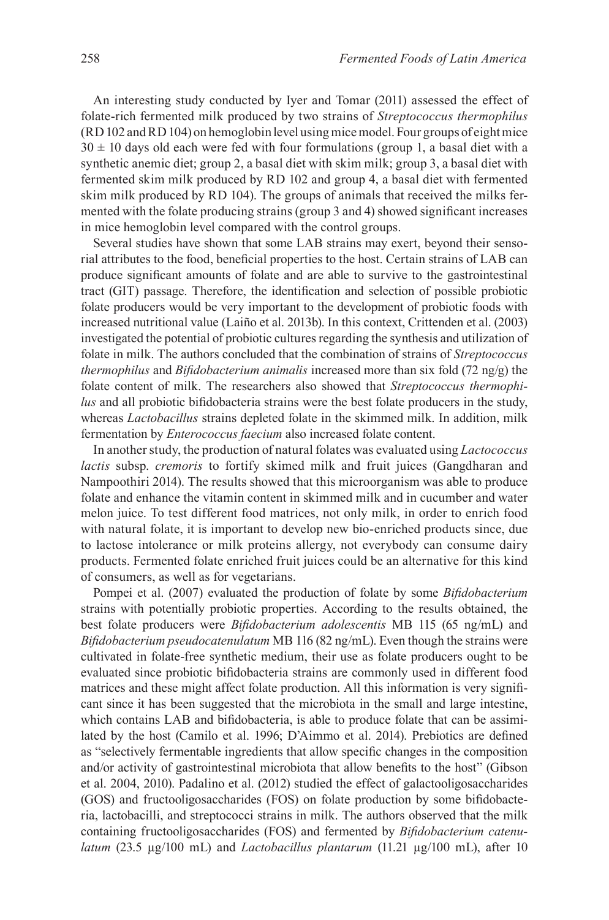An interesting study conducted by Iyer and Tomar (2011) assessed the effect of folate-rich fermented milk produced by two strains of *Streptococcus thermophilus* (RD 102 and RD 104) on hemoglobin level using mice model. Four groups of eight mice $30 \pm 10$ days old each were fed with four formulations (group 1, a basal diet with a synthetic anemic diet; group 2, a basal diet with skim milk; group 3, a basal diet with fermented skim milk produced by RD 102 and group 4, a basal diet with fermented skim milk produced by RD 104). The groups of animals that received the milks fermented with the folate producing strains (group 3 and 4) showed significant increases in mice hemoglobin level compared with the control groups.

Several studies have shown that some LAB strains may exert, beyond their sensorial attributes to the food, beneficial properties to the host. Certain strains of LAB can produce significant amounts of folate and are able to survive to the gastrointestinal tract (GIT) passage. Therefore, the identification and selection of possible probiotic folate producers would be very important to the development of probiotic foods with increased nutritional value (Laiño et al. 2013b). In this context, Crittenden et al. (2003) investigated the potential of probiotic cultures regarding the synthesis and utilization of folate in milk. The authors concluded that the combination of strains of *Streptococcus thermophilus* and *Bifidobacterium animalis* increased more than six fold (72 ng/g) the folate content of milk. The researchers also showed that *Streptococcus thermophilus* and all probiotic bifidobacteria strains were the best folate producers in the study, whereas *Lactobacillus* strains depleted folate in the skimmed milk. In addition, milk fermentation by *Enterococcus faecium* also increased folate content.

In another study, the production of natural folates was evaluated using *Lactococcus lactis* subsp. *cremoris* to fortify skimed milk and fruit juices (Gangdharan and Nampoothiri 2014). The results showed that this microorganism was able to produce folate and enhance the vitamin content in skimmed milk and in cucumber and water melon juice. To test different food matrices, not only milk, in order to enrich food with natural folate, it is important to develop new bio-enriched products since, due to lactose intolerance or milk proteins allergy, not everybody can consume dairy products. Fermented folate enriched fruit juices could be an alternative for this kind of consumers, as well as for vegetarians.

Pompei et al. (2007) evaluated the production of folate by some *Bifidobacterium* strains with potentially probiotic properties. According to the results obtained, the best folate producers were *Bifidobacterium adolescentis* MB 115 (65 ng/mL) and *Bifidobacterium pseudocatenulatum* MB 116 (82 ng/mL). Even though the strains were cultivated in folate-free synthetic medium, their use as folate producers ought to be evaluated since probiotic bifidobacteria strains are commonly used in different food matrices and these might affect folate production. All this information is very significant since it has been suggested that the microbiota in the small and large intestine, which contains LAB and bifidobacteria, is able to produce folate that can be assimilated by the host (Camilo et al. 1996; D'Aimmo et al. 2014). Prebiotics are defined as "selectively fermentable ingredients that allow specific changes in the composition and/or activity of gastrointestinal microbiota that allow benefits to the host" (Gibson et al. 2004, 2010). Padalino et al. (2012) studied the effect of galactooligosaccharides (GOS) and fructooligosaccharides (FOS) on folate production by some bifidobacteria, lactobacilli, and streptococci strains in milk. The authors observed that the milk containing fructooligosaccharides (FOS) and fermented by *Bifidobacterium catenulatum* (23.5 μg/100 mL) and *Lactobacillus plantarum* (11.21 μg/100 mL), after 10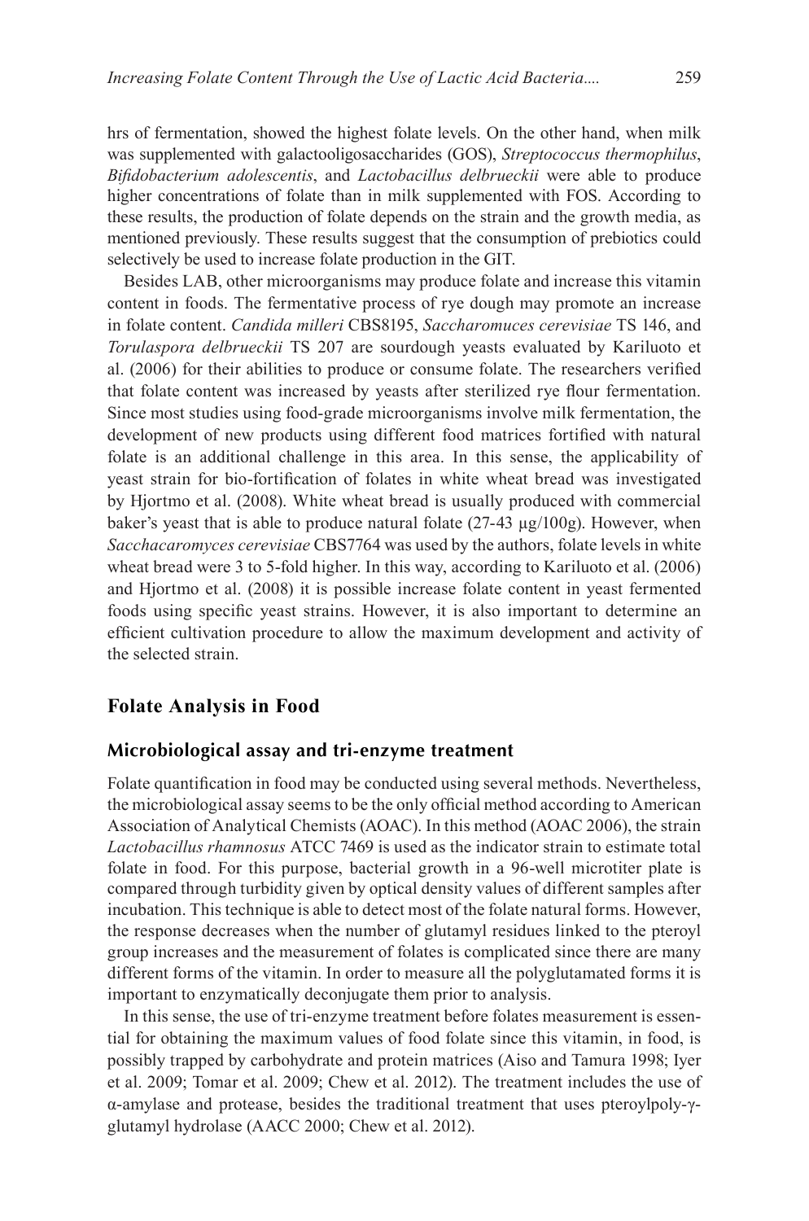hrs of fermentation, showed the highest folate levels. On the other hand, when milk was supplemented with galactooligosaccharides (GOS), *Streptococcus thermophilus*, *Bifidobacterium adolescentis*, and *Lactobacillus delbrueckii* were able to produce higher concentrations of folate than in milk supplemented with FOS. According to these results, the production of folate depends on the strain and the growth media, as mentioned previously. These results suggest that the consumption of prebiotics could selectively be used to increase folate production in the GIT.

Besides LAB, other microorganisms may produce folate and increase this vitamin content in foods. The fermentative process of rye dough may promote an increase in folate content. *Candida milleri* CBS8195, *Saccharomuces cerevisiae* TS 146, and *Torulaspora delbrueckii* TS 207 are sourdough yeasts evaluated by Kariluoto et al. (2006) for their abilities to produce or consume folate. The researchers verified that folate content was increased by yeasts after sterilized rye flour fermentation. Since most studies using food-grade microorganisms involve milk fermentation, the development of new products using different food matrices fortified with natural folate is an additional challenge in this area. In this sense, the applicability of yeast strain for bio-fortification of folates in white wheat bread was investigated by Hjortmo et al. (2008). White wheat bread is usually produced with commercial baker's yeast that is able to produce natural folate (27-43 μg/100g). However, when *Sacchacaromyces cerevisiae* CBS7764 was used by the authors, folate levels in white wheat bread were 3 to 5-fold higher. In this way, according to Kariluoto et al. (2006) and Hjortmo et al. (2008) it is possible increase folate content in yeast fermented foods using specific yeast strains. However, it is also important to determine an efficient cultivation procedure to allow the maximum development and activity of the selected strain.

## Folate Analysis in Food

### Microbiological assay and tri-enzyme treatment

Folate quantification in food may be conducted using several methods. Nevertheless, the microbiological assay seems to be the only official method according to American Association of Analytical Chemists (AOAC). In this method (AOAC 2006), the strain *Lactobacillus rhamnosus* ATCC 7469 is used as the indicator strain to estimate total folate in food. For this purpose, bacterial growth in a 96-well microtiter plate is compared through turbidity given by optical density values of different samples after incubation. This technique is able to detect most of the folate natural forms. However, the response decreases when the number of glutamyl residues linked to the pteroyl group increases and the measurement of folates is complicated since there are many different forms of the vitamin. In order to measure all the polyglutamated forms it is important to enzymatically deconjugate them prior to analysis.

In this sense, the use of tri-enzyme treatment before folates measurement is essential for obtaining the maximum values of food folate since this vitamin, in food, is possibly trapped by carbohydrate and protein matrices (Aiso and Tamura 1998; Iyer et al. 2009; Tomar et al. 2009; Chew et al. 2012). The treatment includes the use of α-amylase and protease, besides the traditional treatment that uses pteroylpoly-γ-glutamyl hydrolase (AACC 2000; Chew et al. 2012).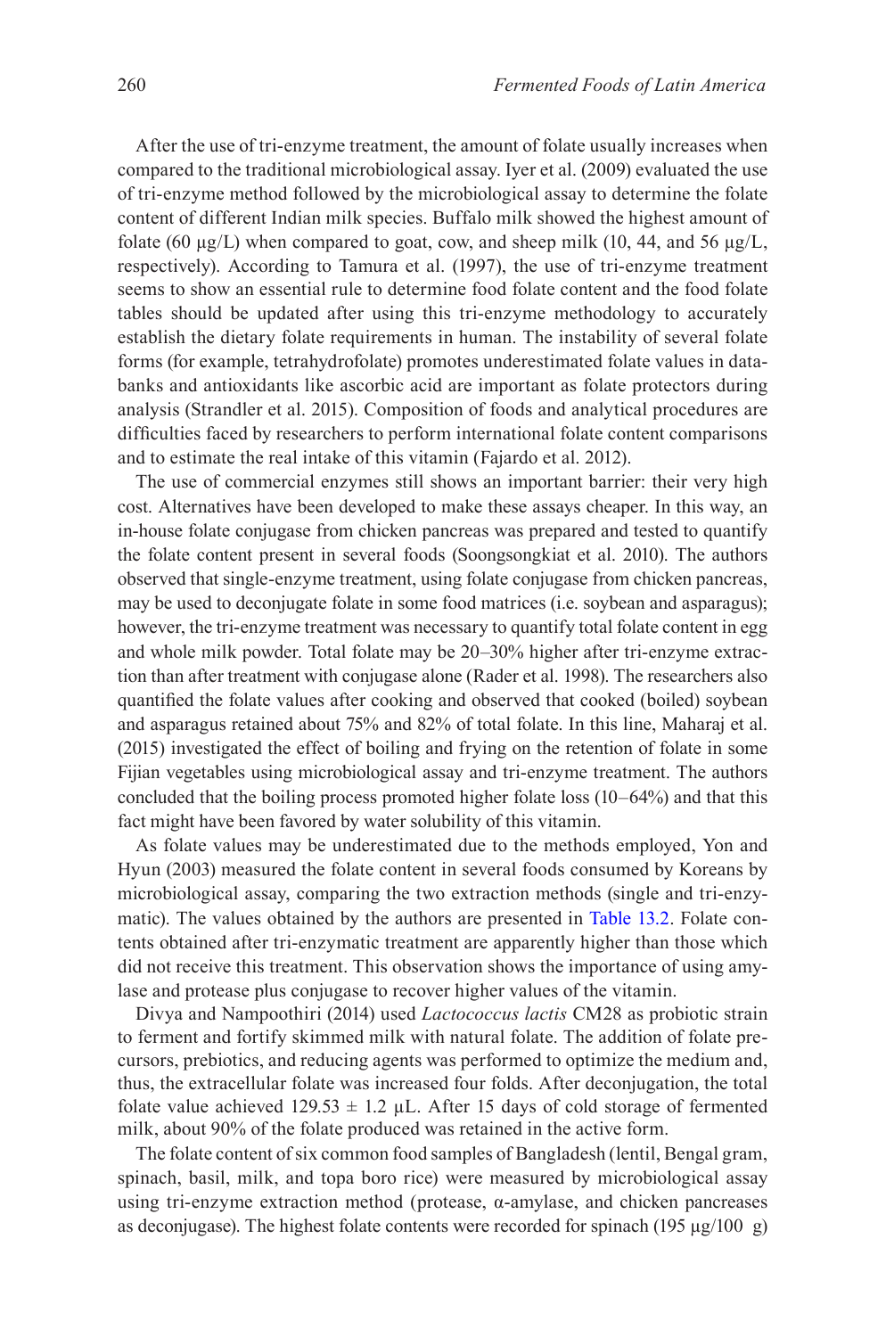After the use of tri-enzyme treatment, the amount of folate usually increases when compared to the traditional microbiological assay. Iyer et al. (2009) evaluated the use of tri-enzyme method followed by the microbiological assay to determine the folate content of different Indian milk species. Buffalo milk showed the highest amount of folate (60 µg/L) when compared to goat, cow, and sheep milk (10, 44, and 56 µg/L, respectively). According to Tamura et al. (1997), the use of tri-enzyme treatment seems to show an essential rule to determine food folate content and the food folate tables should be updated after using this tri-enzyme methodology to accurately establish the dietary folate requirements in human. The instability of several folate forms (for example, tetrahydrofolate) promotes underestimated folate values in databanks and antioxidants like ascorbic acid are important as folate protectors during analysis (Strandler et al. 2015). Composition of foods and analytical procedures are difficulties faced by researchers to perform international folate content comparisons and to estimate the real intake of this vitamin (Fajardo et al. 2012).

The use of commercial enzymes still shows an important barrier: their very high cost. Alternatives have been developed to make these assays cheaper. In this way, an in-house folate conjugase from chicken pancreas was prepared and tested to quantify the folate content present in several foods (Soongsongkiat et al. 2010). The authors observed that single-enzyme treatment, using folate conjugase from chicken pancreas, may be used to deconjugate folate in some food matrices (i.e. soybean and asparagus); however, the tri-enzyme treatment was necessary to quantify total folate content in egg and whole milk powder. Total folate may be 20–30% higher after tri-enzyme extraction than after treatment with conjugase alone (Rader et al. 1998). The researchers also quantified the folate values after cooking and observed that cooked (boiled) soybean and asparagus retained about 75% and 82% of total folate. In this line, Maharaj et al. (2015) investigated the effect of boiling and frying on the retention of folate in some Fijian vegetables using microbiological assay and tri-enzyme treatment. The authors concluded that the boiling process promoted higher folate loss (10–64%) and that this fact might have been favored by water solubility of this vitamin.

As folate values may be underestimated due to the methods employed, Yon and Hyun (2003) measured the folate content in several foods consumed by Koreans by microbiological assay, comparing the two extraction methods (single and tri-enzymatic). The values obtained by the authors are presented in Table 13.2. Folate contents obtained after tri-enzymatic treatment are apparently higher than those which did not receive this treatment. This observation shows the importance of using amylase and protease plus conjugase to recover higher values of the vitamin.

Divya and Nampoothiri (2014) used *Lactococcus lactis* CM28 as probiotic strain to ferment and fortify skimmed milk with natural folate. The addition of folate precursors, prebiotics, and reducing agents was performed to optimize the medium and, thus, the extracellular folate was increased four folds. After deconjugation, the total folate value achieved 129.53 ± 1.2 µL. After 15 days of cold storage of fermented milk, about 90% of the folate produced was retained in the active form.

The folate content of six common food samples of Bangladesh (lentil, Bengal gram, spinach, basil, milk, and topa boro rice) were measured by microbiological assay using tri-enzyme extraction method (protease, α-amylase, and chicken pancreases as deconjugase). The highest folate contents were recorded for spinach (195 µg/100 g)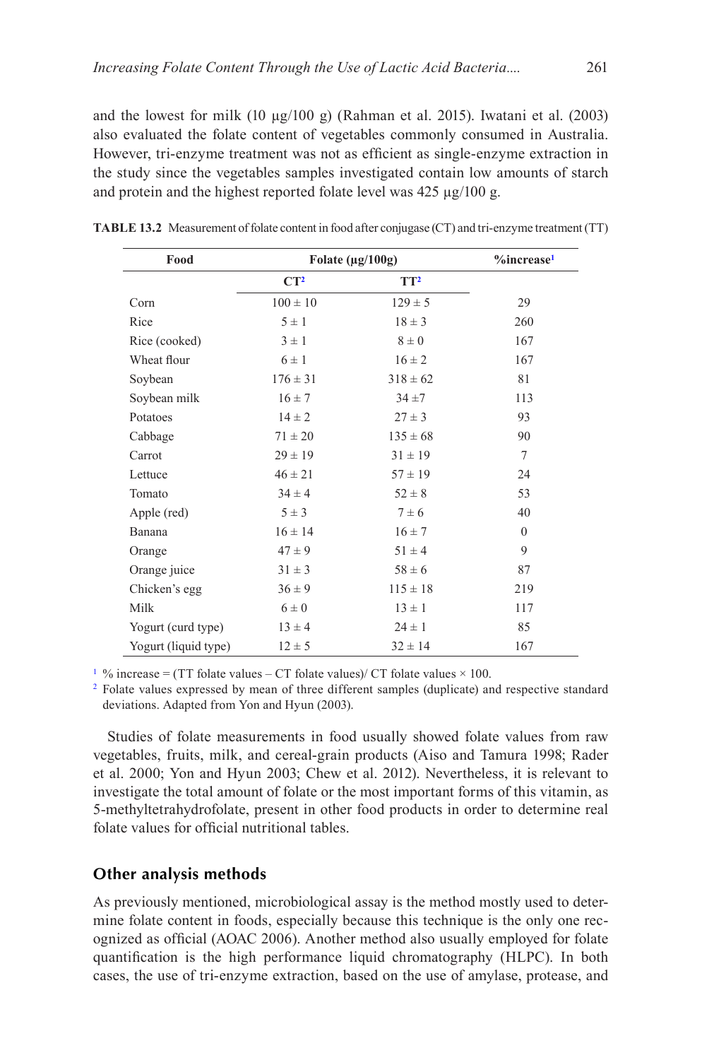and the lowest for milk (10 μg/100 g) (Rahman et al. 2015). Iwatani et al. (2003) also evaluated the folate content of vegetables commonly consumed in Australia. However, tri-enzyme treatment was not as efficient as single-enzyme extraction in the study since the vegetables samples investigated contain low amounts of starch and protein and the highest reported folate level was 425 μg/100 g.

**TABLE 13.2** Measurement of folate content in food after conjugase (CT) and tri-enzyme treatment (TT)

| Food | Folate (μg/100g) | | %increase[1] |
|---|---|---|---|
| | CT[2] | TT[2] | |
| Corn | 100 ± 10 | 129 ± 5 | 29 |
| Rice | 5 ± 1 | 18 ± 3 | 260 |
| Rice (cooked) | 3 ± 1 | 8 ± 0 | 167 |
| Wheat flour | 6 ± 1 | 16 ± 2 | 167 |
| Soybean | 176 ± 31 | 318 ± 62 | 81 |
| Soybean milk | 16 ± 7 | 34 ±7 | 113 |
| Potatoes | 14 ± 2 | 27 ± 3 | 93 |
| Cabbage | 71 ± 20 | 135 ± 68 | 90 |
| Carrot | 29 ± 19 | 31 ± 19 | 7 |
| Lettuce | 46 ± 21 | 57 ± 19 | 24 |
| Tomato | 34 ± 4 | 52 ± 8 | 53 |
| Apple (red) | 5 ± 3 | 7 ± 6 | 40 |
| Banana | 16 ± 14 | 16 ± 7 | 0 |
| Orange | 47 ± 9 | 51 ± 4 | 9 |
| Orange juice | 31 ± 3 | 58 ± 6 | 87 |
| Chicken's egg | 36 ± 9 | 115 ± 18 | 219 |
| Milk | 6 ± 0 | 13 ± 1 | 117 |
| Yogurt (curd type) | 13 ± 4 | 24 ± 1 | 85 |
| Yogurt (liquid type) | 12 ± 5 | 32 ± 14 | 167 |

[1] % increase = (TT folate values – CT folate values)/ CT folate values × 100.

[2] Folate values expressed by mean of three different samples (duplicate) and respective standard deviations. Adapted from Yon and Hyun (2003).

Studies of folate measurements in food usually showed folate values from raw vegetables, fruits, milk, and cereal-grain products (Aiso and Tamura 1998; Rader et al. 2000; Yon and Hyun 2003; Chew et al. 2012). Nevertheless, it is relevant to investigate the total amount of folate or the most important forms of this vitamin, as 5-methyltetrahydrofolate, present in other food products in order to determine real folate values for official nutritional tables.

## Other analysis methods

As previously mentioned, microbiological assay is the method mostly used to determine folate content in foods, especially because this technique is the only one recognized as official (AOAC 2006). Another method also usually employed for folate quantification is the high performance liquid chromatography (HLPC). In both cases, the use of tri-enzyme extraction, based on the use of amylase, protease, and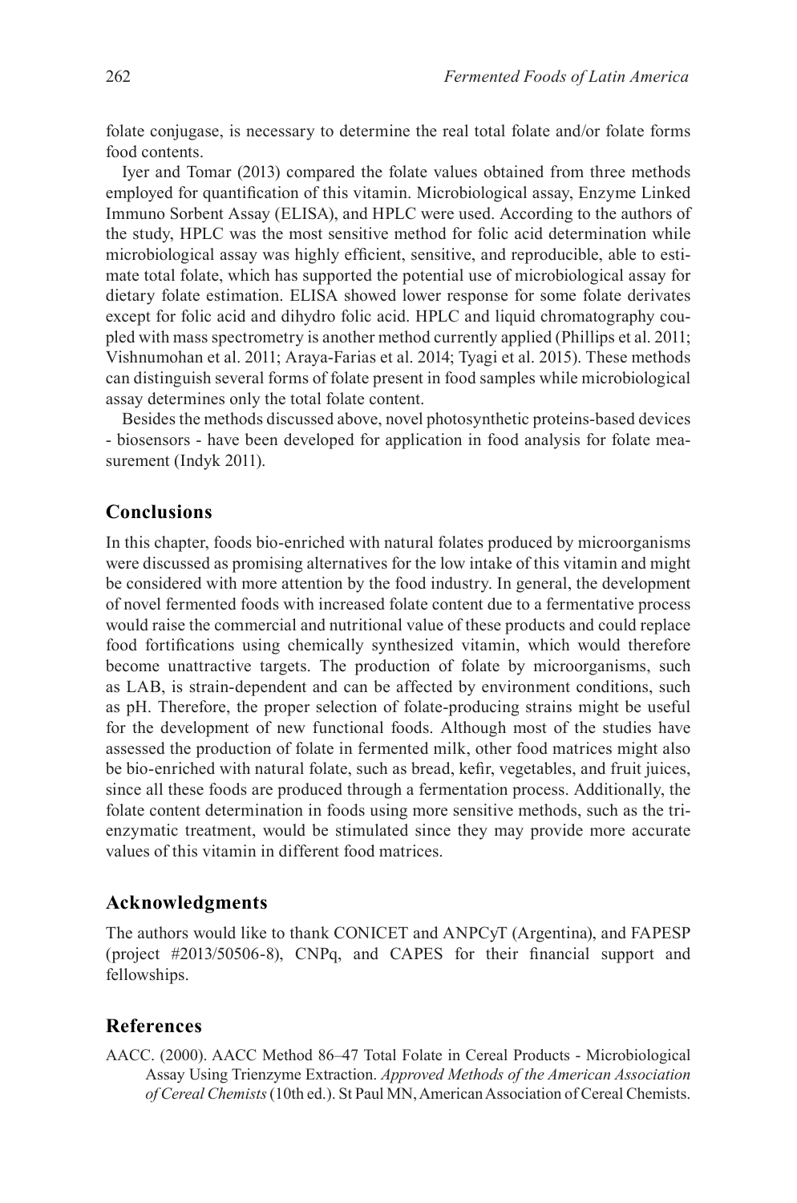folate conjugase, is necessary to determine the real total folate and/or folate forms food contents.

Iyer and Tomar (2013) compared the folate values obtained from three methods employed for quantification of this vitamin. Microbiological assay, Enzyme Linked Immuno Sorbent Assay (ELISA), and HPLC were used. According to the authors of the study, HPLC was the most sensitive method for folic acid determination while microbiological assay was highly efficient, sensitive, and reproducible, able to estimate total folate, which has supported the potential use of microbiological assay for dietary folate estimation. ELISA showed lower response for some folate derivates except for folic acid and dihydro folic acid. HPLC and liquid chromatography coupled with mass spectrometry is another method currently applied (Phillips et al. 2011; Vishnumohan et al. 2011; Araya-Farias et al. 2014; Tyagi et al. 2015). These methods can distinguish several forms of folate present in food samples while microbiological assay determines only the total folate content.

Besides the methods discussed above, novel photosynthetic proteins-based devices - biosensors - have been developed for application in food analysis for folate measurement (Indyk 2011).

## Conclusions

In this chapter, foods bio-enriched with natural folates produced by microorganisms were discussed as promising alternatives for the low intake of this vitamin and might be considered with more attention by the food industry. In general, the development of novel fermented foods with increased folate content due to a fermentative process would raise the commercial and nutritional value of these products and could replace food fortifications using chemically synthesized vitamin, which would therefore become unattractive targets. The production of folate by microorganisms, such as LAB, is strain-dependent and can be affected by environment conditions, such as pH. Therefore, the proper selection of folate-producing strains might be useful for the development of new functional foods. Although most of the studies have assessed the production of folate in fermented milk, other food matrices might also be bio-enriched with natural folate, such as bread, kefir, vegetables, and fruit juices, since all these foods are produced through a fermentation process. Additionally, the folate content determination in foods using more sensitive methods, such as the tri-enzymatic treatment, would be stimulated since they may provide more accurate values of this vitamin in different food matrices.

## Acknowledgments

The authors would like to thank CONICET and ANPCyT (Argentina), and FAPESP (project #2013/50506-8), CNPq, and CAPES for their financial support and fellowships.

## References

AACC. (2000). AACC Method 86–47 Total Folate in Cereal Products - Microbiological Assay Using Trienzyme Extraction. *Approved Methods of the American Association of Cereal Chemists* (10th ed.). St Paul MN, American Association of Cereal Chemists.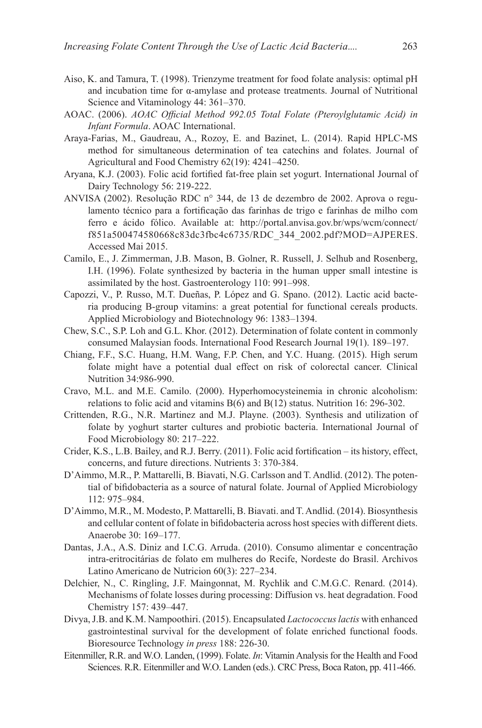Aiso, K. and Tamura, T. (1998). Trienzyme treatment for food folate analysis: optimal pH and incubation time for α-amylase and protease treatments. Journal of Nutritional Science and Vitaminology 44: 361–370.

AOAC. (2006). *AOAC Official Method 992.05 Total Folate (Pteroylglutamic Acid) in Infant Formula*. AOAC International.

Araya-Farias, M., Gaudreau, A., Rozoy, E. and Bazinet, L. (2014). Rapid HPLC-MS method for simultaneous determination of tea catechins and folates. Journal of Agricultural and Food Chemistry 62(19): 4241–4250.

Aryana, K.J. (2003). Folic acid fortified fat-free plain set yogurt. International Journal of Dairy Technology 56: 219-222.

ANVISA (2002). Resolução RDC n° 344, de 13 de dezembro de 2002. Aprova o regulamento técnico para a fortificação das farinhas de trigo e farinhas de milho com ferro e ácido fólico. Available at: http://portal.anvisa.gov.br/wps/wcm/connect/f851a500474580668c83dc3fbc4c6735/RDC_344_2002.pdf?MOD=AJPERES. Accessed Mai 2015.

Camilo, E., J. Zimmerman, J.B. Mason, B. Golner, R. Russell, J. Selhub and Rosenberg, I.H. (1996). Folate synthesized by bacteria in the human upper small intestine is assimilated by the host. Gastroenterology 110: 991–998.

Capozzi, V., P. Russo, M.T. Dueñas, P. López and G. Spano. (2012). Lactic acid bacteria producing B-group vitamins: a great potential for functional cereals products. Applied Microbiology and Biotechnology 96: 1383–1394.

Chew, S.C., S.P. Loh and G.L. Khor. (2012). Determination of folate content in commonly consumed Malaysian foods. International Food Research Journal 19(1). 189–197.

Chiang, F.F., S.C. Huang, H.M. Wang, F.P. Chen, and Y.C. Huang. (2015). High serum folate might have a potential dual effect on risk of colorectal cancer. Clinical Nutrition 34:986-990.

Cravo, M.L. and M.E. Camilo. (2000). Hyperhomocysteinemia in chronic alcoholism: relations to folic acid and vitamins B(6) and B(12) status. Nutrition 16: 296-302.

Crittenden, R.G., N.R. Martinez and M.J. Playne. (2003). Synthesis and utilization of folate by yoghurt starter cultures and probiotic bacteria. International Journal of Food Microbiology 80: 217–222.

Crider, K.S., L.B. Bailey, and R.J. Berry. (2011). Folic acid fortification – its history, effect, concerns, and future directions. Nutrients 3: 370-384.

D'Aimmo, M.R., P. Mattarelli, B. Biavati, N.G. Carlsson and T. Andlid. (2012). The potential of bifidobacteria as a source of natural folate. Journal of Applied Microbiology 112: 975–984.

D'Aimmo, M.R., M. Modesto, P. Mattarelli, B. Biavati. and T. Andlid. (2014). Biosynthesis and cellular content of folate in bifidobacteria across host species with different diets. Anaerobe 30: 169–177.

Dantas, J.A., A.S. Diniz and I.C.G. Arruda. (2010). Consumo alimentar e concentração intra-eritrocitárias de folato em mulheres do Recife, Nordeste do Brasil. Archivos Latino Americano de Nutricion 60(3): 227–234.

Delchier, N., C. Ringling, J.F. Maingonnat, M. Rychlik and C.M.G.C. Renard. (2014). Mechanisms of folate losses during processing: Diffusion vs. heat degradation. Food Chemistry 157: 439–447.

Divya, J.B. and K.M. Nampoothiri. (2015). Encapsulated *Lactococcus lactis* with enhanced gastrointestinal survival for the development of folate enriched functional foods. Bioresource Technology *in press* 188: 226-30.

Eitenmiller, R.R. and W.O. Landen, (1999). Folate. *In*: Vitamin Analysis for the Health and Food Sciences. R.R. Eitenmiller and W.O. Landen (eds.). CRC Press, Boca Raton, pp. 411-466.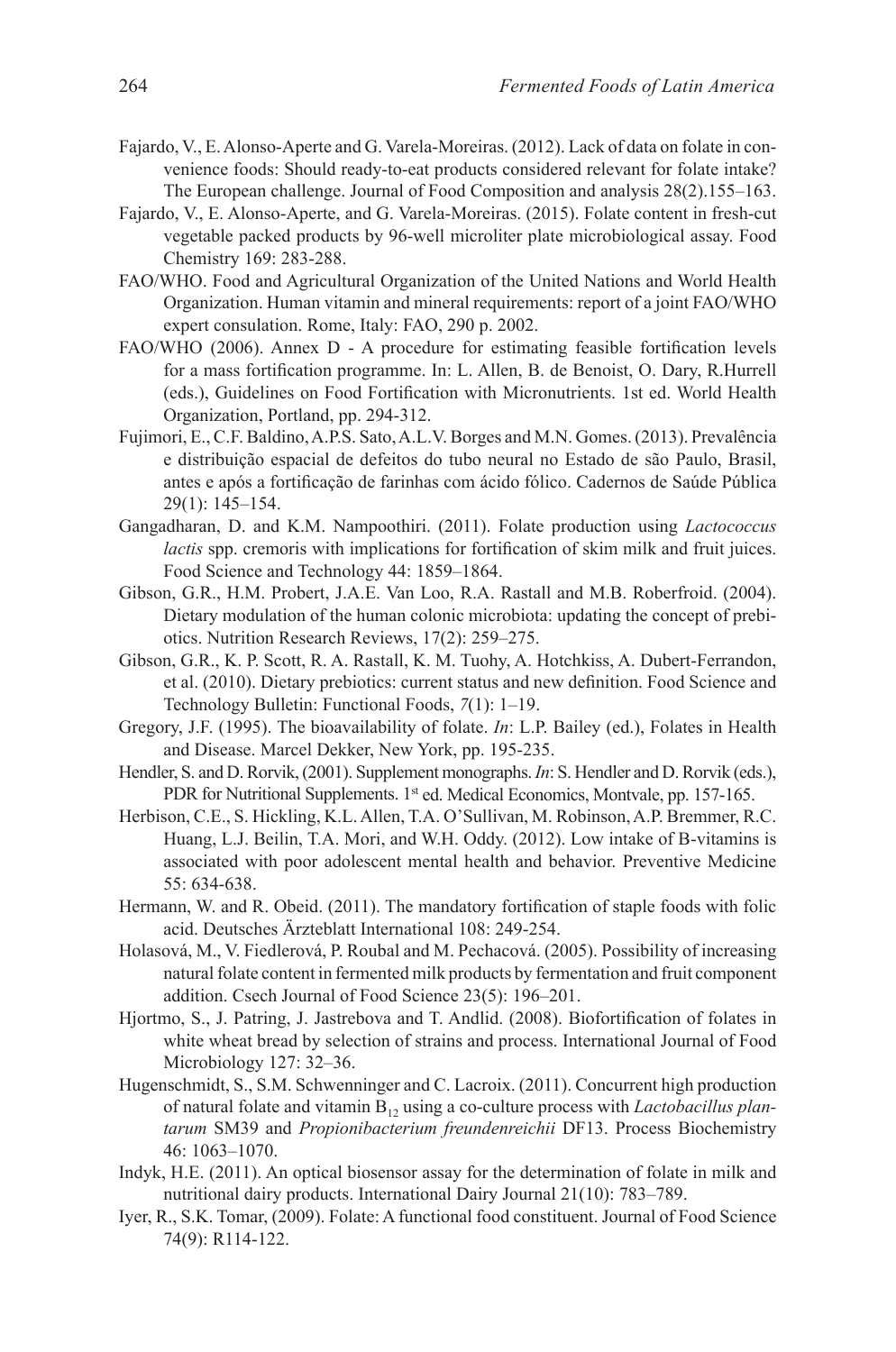Fajardo, V., E. Alonso-Aperte and G. Varela-Moreiras. (2012). Lack of data on folate in convenience foods: Should ready-to-eat products considered relevant for folate intake? The European challenge. Journal of Food Composition and analysis 28(2).155–163.

Fajardo, V., E. Alonso-Aperte, and G. Varela-Moreiras. (2015). Folate content in fresh-cut vegetable packed products by 96-well microliter plate microbiological assay. Food Chemistry 169: 283-288.

FAO/WHO. Food and Agricultural Organization of the United Nations and World Health Organization. Human vitamin and mineral requirements: report of a joint FAO/WHO expert consulation. Rome, Italy: FAO, 290 p. 2002.

FAO/WHO (2006). Annex D - A procedure for estimating feasible fortification levels for a mass fortification programme. In: L. Allen, B. de Benoist, O. Dary, R.Hurrell (eds.), Guidelines on Food Fortification with Micronutrients. 1st ed. World Health Organization, Portland, pp. 294-312.

Fujimori, E., C.F. Baldino, A.P.S. Sato, A.L.V. Borges and M.N. Gomes. (2013). Prevalência e distribuição espacial de defeitos do tubo neural no Estado de são Paulo, Brasil, antes e após a fortificação de farinhas com ácido fólico. Cadernos de Saúde Pública 29(1): 145–154.

Gangadharan, D. and K.M. Nampoothiri. (2011). Folate production using *Lactococcus lactis* spp. cremoris with implications for fortification of skim milk and fruit juices. Food Science and Technology 44: 1859–1864.

Gibson, G.R., H.M. Probert, J.A.E. Van Loo, R.A. Rastall and M.B. Roberfroid. (2004). Dietary modulation of the human colonic microbiota: updating the concept of prebiotics. Nutrition Research Reviews, 17(2): 259–275.

Gibson, G.R., K. P. Scott, R. A. Rastall, K. M. Tuohy, A. Hotchkiss, A. Dubert-Ferrandon, et al. (2010). Dietary prebiotics: current status and new definition. Food Science and Technology Bulletin: Functional Foods, *7*(1): 1–19.

Gregory, J.F. (1995). The bioavailability of folate. *In*: L.P. Bailey (ed.), Folates in Health and Disease. Marcel Dekker, New York, pp. 195-235.

Hendler, S. and D. Rorvik, (2001). Supplement monographs. *In*: S. Hendler and D. Rorvik (eds.), PDR for Nutritional Supplements. 1st ed. Medical Economics, Montvale, pp. 157-165.

Herbison, C.E., S. Hickling, K.L. Allen, T.A. O'Sullivan, M. Robinson, A.P. Bremmer, R.C. Huang, L.J. Beilin, T.A. Mori, and W.H. Oddy. (2012). Low intake of B-vitamins is associated with poor adolescent mental health and behavior. Preventive Medicine 55: 634-638.

Hermann, W. and R. Obeid. (2011). The mandatory fortification of staple foods with folic acid. Deutsches Ärzteblatt International 108: 249-254.

Holasová, M., V. Fiedlerová, P. Roubal and M. Pechacová. (2005). Possibility of increasing natural folate content in fermented milk products by fermentation and fruit component addition. Csech Journal of Food Science 23(5): 196–201.

Hjortmo, S., J. Patring, J. Jastrebova and T. Andlid. (2008). Biofortification of folates in white wheat bread by selection of strains and process. International Journal of Food Microbiology 127: 32–36.

Hugenschmidt, S., S.M. Schwenninger and C. Lacroix. (2011). Concurrent high production of natural folate and vitamin $B_{12}$ using a co-culture process with *Lactobacillus plantarum* SM39 and *Propionibacterium freundenreichii* DF13. Process Biochemistry 46: 1063–1070.

Indyk, H.E. (2011). An optical biosensor assay for the determination of folate in milk and nutritional dairy products. International Dairy Journal 21(10): 783–789.

Iyer, R., S.K. Tomar, (2009). Folate: A functional food constituent. Journal of Food Science 74(9): R114-122.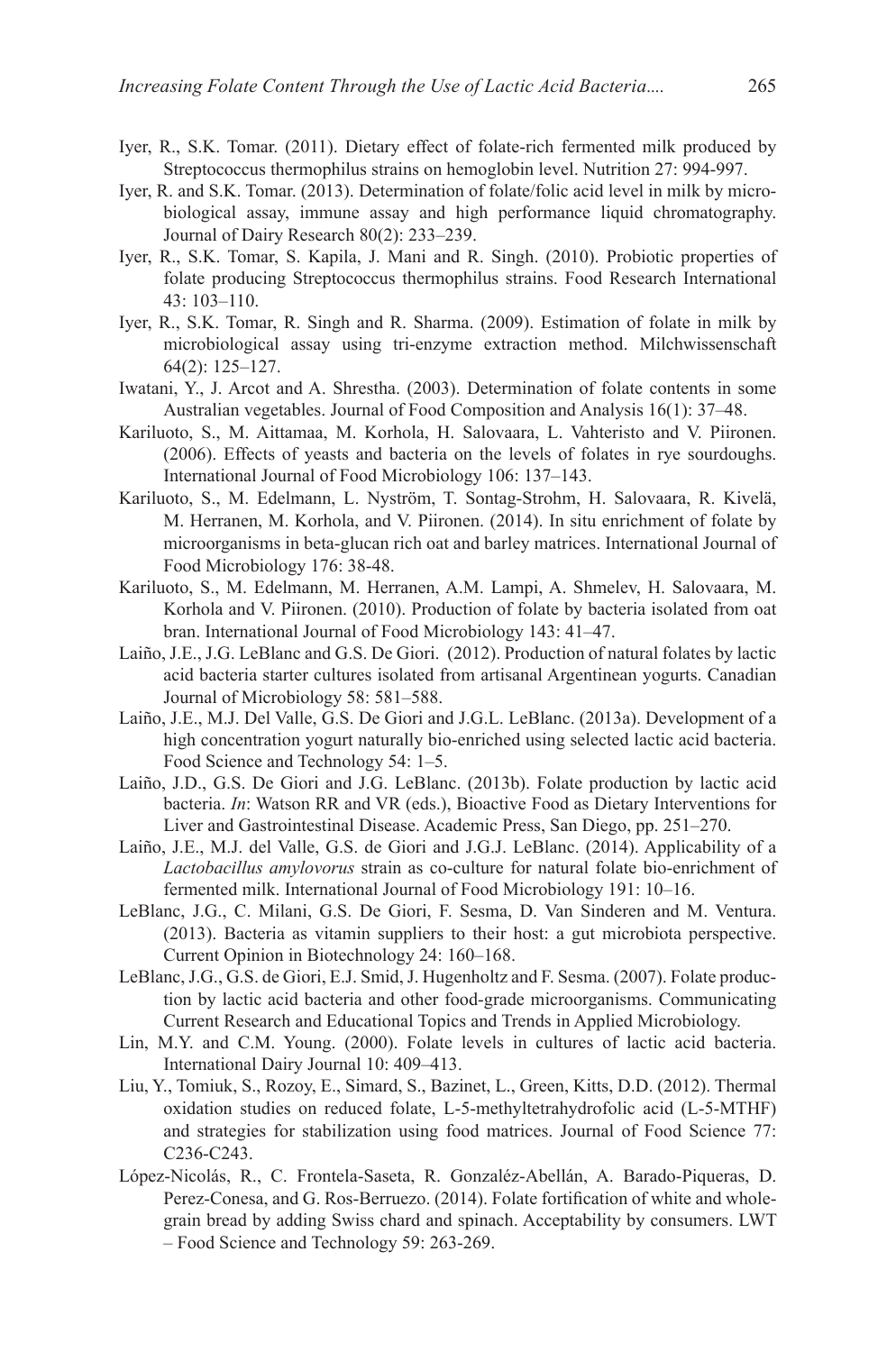Iyer, R., S.K. Tomar. (2011). Dietary effect of folate-rich fermented milk produced by Streptococcus thermophilus strains on hemoglobin level. Nutrition 27: 994-997.

Iyer, R. and S.K. Tomar. (2013). Determination of folate/folic acid level in milk by microbiological assay, immune assay and high performance liquid chromatography. Journal of Dairy Research 80(2): 233–239.

Iyer, R., S.K. Tomar, S. Kapila, J. Mani and R. Singh. (2010). Probiotic properties of folate producing Streptococcus thermophilus strains. Food Research International 43: 103–110.

Iyer, R., S.K. Tomar, R. Singh and R. Sharma. (2009). Estimation of folate in milk by microbiological assay using tri-enzyme extraction method. Milchwissenschaft 64(2): 125–127.

Iwatani, Y., J. Arcot and A. Shrestha. (2003). Determination of folate contents in some Australian vegetables. Journal of Food Composition and Analysis 16(1): 37–48.

Kariluoto, S., M. Aittamaa, M. Korhola, H. Salovaara, L. Vahteristo and V. Piironen. (2006). Effects of yeasts and bacteria on the levels of folates in rye sourdoughs. International Journal of Food Microbiology 106: 137–143.

Kariluoto, S., M. Edelmann, L. Nyström, T. Sontag-Strohm, H. Salovaara, R. Kivelä, M. Herranen, M. Korhola, and V. Piironen. (2014). In situ enrichment of folate by microorganisms in beta-glucan rich oat and barley matrices. International Journal of Food Microbiology 176: 38-48.

Kariluoto, S., M. Edelmann, M. Herranen, A.M. Lampi, A. Shmelev, H. Salovaara, M. Korhola and V. Piironen. (2010). Production of folate by bacteria isolated from oat bran. International Journal of Food Microbiology 143: 41–47.

Laiño, J.E., J.G. LeBlanc and G.S. De Giori. (2012). Production of natural folates by lactic acid bacteria starter cultures isolated from artisanal Argentinean yogurts. Canadian Journal of Microbiology 58: 581–588.

Laiño, J.E., M.J. Del Valle, G.S. De Giori and J.G.L. LeBlanc. (2013a). Development of a high concentration yogurt naturally bio-enriched using selected lactic acid bacteria. Food Science and Technology 54: 1–5.

Laiño, J.D., G.S. De Giori and J.G. LeBlanc. (2013b). Folate production by lactic acid bacteria. *In*: Watson RR and VR (eds.), Bioactive Food as Dietary Interventions for Liver and Gastrointestinal Disease. Academic Press, San Diego, pp. 251–270.

Laiño, J.E., M.J. del Valle, G.S. de Giori and J.G.J. LeBlanc. (2014). Applicability of a *Lactobacillus amylovorus* strain as co-culture for natural folate bio-enrichment of fermented milk. International Journal of Food Microbiology 191: 10–16.

LeBlanc, J.G., C. Milani, G.S. De Giori, F. Sesma, D. Van Sinderen and M. Ventura. (2013). Bacteria as vitamin suppliers to their host: a gut microbiota perspective. Current Opinion in Biotechnology 24: 160–168.

LeBlanc, J.G., G.S. de Giori, E.J. Smid, J. Hugenholtz and F. Sesma. (2007). Folate production by lactic acid bacteria and other food-grade microorganisms. Communicating Current Research and Educational Topics and Trends in Applied Microbiology.

Lin, M.Y. and C.M. Young. (2000). Folate levels in cultures of lactic acid bacteria. International Dairy Journal 10: 409–413.

Liu, Y., Tomiuk, S., Rozoy, E., Simard, S., Bazinet, L., Green, Kitts, D.D. (2012). Thermal oxidation studies on reduced folate, L-5-methyltetrahydrofolic acid (L-5-MTHF) and strategies for stabilization using food matrices. Journal of Food Science 77: C236-C243.

López-Nicolás, R., C. Frontela-Saseta, R. Gonzaléz-Abellán, A. Barado-Piqueras, D. Perez-Conesa, and G. Ros-Berruezo. (2014). Folate fortification of white and whole-grain bread by adding Swiss chard and spinach. Acceptability by consumers. LWT – Food Science and Technology 59: 263-269.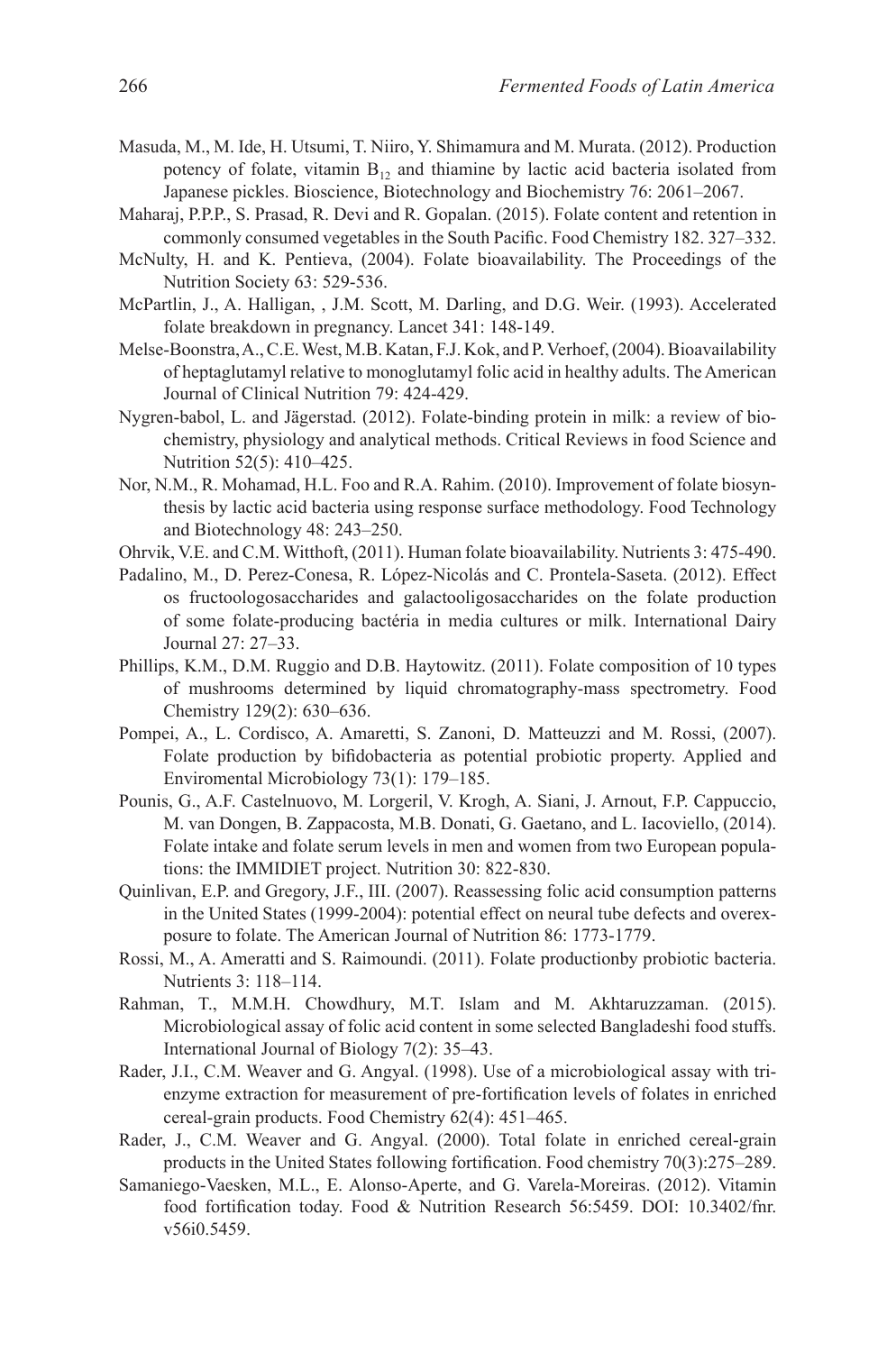Masuda, M., M. Ide, H. Utsumi, T. Niiro, Y. Shimamura and M. Murata. (2012). Production potency of folate, vitamin $B_{12}$ and thiamine by lactic acid bacteria isolated from Japanese pickles. Bioscience, Biotechnology and Biochemistry 76: 2061–2067.

Maharaj, P.P.P., S. Prasad, R. Devi and R. Gopalan. (2015). Folate content and retention in commonly consumed vegetables in the South Pacific. Food Chemistry 182. 327–332.

McNulty, H. and K. Pentieva, (2004). Folate bioavailability. The Proceedings of the Nutrition Society 63: 529-536.

McPartlin, J., A. Halligan, , J.M. Scott, M. Darling, and D.G. Weir. (1993). Accelerated folate breakdown in pregnancy. Lancet 341: 148-149.

Melse-Boonstra, A., C.E. West, M.B. Katan, F.J. Kok, and P. Verhoef, (2004). Bioavailability of heptaglutamyl relative to monoglutamyl folic acid in healthy adults. The American Journal of Clinical Nutrition 79: 424-429.

Nygren-babol, L. and Jägerstad. (2012). Folate-binding protein in milk: a review of biochemistry, physiology and analytical methods. Critical Reviews in food Science and Nutrition 52(5): 410–425.

Nor, N.M., R. Mohamad, H.L. Foo and R.A. Rahim. (2010). Improvement of folate biosynthesis by lactic acid bacteria using response surface methodology. Food Technology and Biotechnology 48: 243–250.

Ohrvik, V.E. and C.M. Witthoft, (2011). Human folate bioavailability. Nutrients 3: 475-490.

Padalino, M., D. Perez-Conesa, R. López-Nicolás and C. Prontela-Saseta. (2012). Effect os fructoologosaccharides and galactooligosaccharides on the folate production of some folate-producing bactéria in media cultures or milk. International Dairy Journal 27: 27–33.

Phillips, K.M., D.M. Ruggio and D.B. Haytowitz. (2011). Folate composition of 10 types of mushrooms determined by liquid chromatography-mass spectrometry. Food Chemistry 129(2): 630–636.

Pompei, A., L. Cordisco, A. Amaretti, S. Zanoni, D. Matteuzzi and M. Rossi, (2007). Folate production by bifidobacteria as potential probiotic property. Applied and Enviromental Microbiology 73(1): 179–185.

Pounis, G., A.F. Castelnuovo, M. Lorgeril, V. Krogh, A. Siani, J. Arnout, F.P. Cappuccio, M. van Dongen, B. Zappacosta, M.B. Donati, G. Gaetano, and L. Iacoviello, (2014). Folate intake and folate serum levels in men and women from two European populations: the IMMIDIET project. Nutrition 30: 822-830.

Quinlivan, E.P. and Gregory, J.F., III. (2007). Reassessing folic acid consumption patterns in the United States (1999-2004): potential effect on neural tube defects and overexposure to folate. The American Journal of Nutrition 86: 1773-1779.

Rossi, M., A. Ameratti and S. Raimoundi. (2011). Folate productionby probiotic bacteria. Nutrients 3: 118–114.

Rahman, T., M.M.H. Chowdhury, M.T. Islam and M. Akhtaruzzaman. (2015). Microbiological assay of folic acid content in some selected Bangladeshi food stuffs. International Journal of Biology 7(2): 35–43.

Rader, J.I., C.M. Weaver and G. Angyal. (1998). Use of a microbiological assay with tri-enzyme extraction for measurement of pre-fortification levels of folates in enriched cereal-grain products. Food Chemistry 62(4): 451–465.

Rader, J., C.M. Weaver and G. Angyal. (2000). Total folate in enriched cereal-grain products in the United States following fortification. Food chemistry 70(3):275–289.

Samaniego-Vaesken, M.L., E. Alonso-Aperte, and G. Varela-Moreiras. (2012). Vitamin food fortification today. Food & Nutrition Research 56:5459. DOI: 10.3402/fnr.v56i0.5459.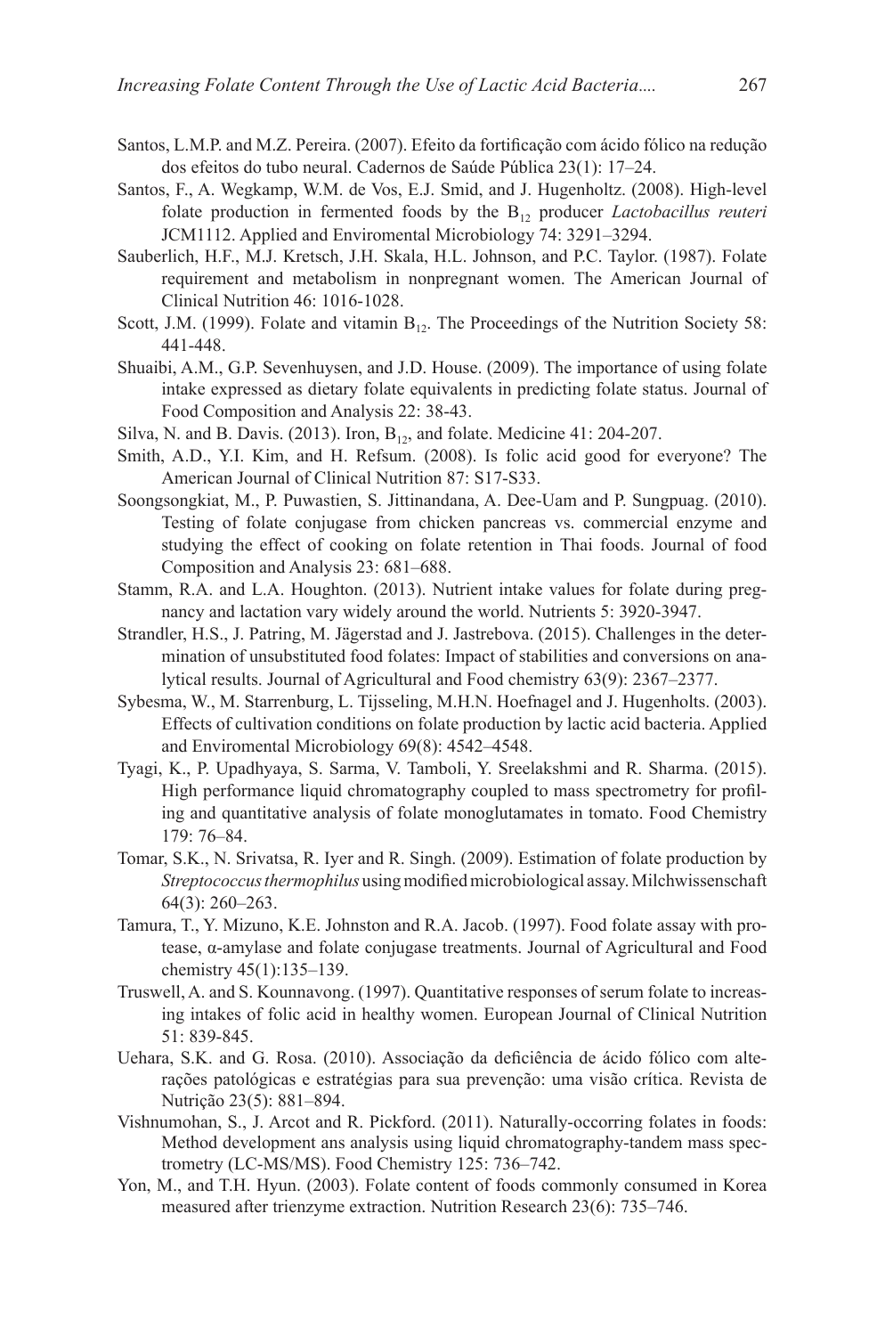Santos, L.M.P. and M.Z. Pereira. (2007). Efeito da fortificação com ácido fólico na redução dos efeitos do tubo neural. Cadernos de Saúde Pública 23(1): 17–24.

Santos, F., A. Wegkamp, W.M. de Vos, E.J. Smid, and J. Hugenholtz. (2008). High-level folate production in fermented foods by the $B_{12}$ producer *Lactobacillus reuteri* JCM1112. Applied and Enviromental Microbiology 74: 3291–3294.

Sauberlich, H.F., M.J. Kretsch, J.H. Skala, H.L. Johnson, and P.C. Taylor. (1987). Folate requirement and metabolism in nonpregnant women. The American Journal of Clinical Nutrition 46: 1016-1028.

Scott, J.M. (1999). Folate and vitamin $B_{12}$. The Proceedings of the Nutrition Society 58: 441-448.

Shuaibi, A.M., G.P. Sevenhuysen, and J.D. House. (2009). The importance of using folate intake expressed as dietary folate equivalents in predicting folate status. Journal of Food Composition and Analysis 22: 38-43.

Silva, N. and B. Davis. (2013). Iron, $B_{12}$, and folate. Medicine 41: 204-207.

Smith, A.D., Y.I. Kim, and H. Refsum. (2008). Is folic acid good for everyone? The American Journal of Clinical Nutrition 87: S17-S33.

Soongsongkiat, M., P. Puwastien, S. Jittinandana, A. Dee-Uam and P. Sungpuag. (2010). Testing of folate conjugase from chicken pancreas vs. commercial enzyme and studying the effect of cooking on folate retention in Thai foods. Journal of food Composition and Analysis 23: 681–688.

Stamm, R.A. and L.A. Houghton. (2013). Nutrient intake values for folate during pregnancy and lactation vary widely around the world. Nutrients 5: 3920-3947.

Strandler, H.S., J. Patring, M. Jägerstad and J. Jastrebova. (2015). Challenges in the determination of unsubstituted food folates: Impact of stabilities and conversions on analytical results. Journal of Agricultural and Food chemistry 63(9): 2367–2377.

Sybesma, W., M. Starrenburg, L. Tijsseling, M.H.N. Hoefnagel and J. Hugenholts. (2003). Effects of cultivation conditions on folate production by lactic acid bacteria. Applied and Enviromental Microbiology 69(8): 4542–4548.

Tyagi, K., P. Upadhyaya, S. Sarma, V. Tamboli, Y. Sreelakshmi and R. Sharma. (2015). High performance liquid chromatography coupled to mass spectrometry for profiling and quantitative analysis of folate monoglutamates in tomato. Food Chemistry 179: 76–84.

Tomar, S.K., N. Srivatsa, R. Iyer and R. Singh. (2009). Estimation of folate production by *Streptococcus thermophilus* using modified microbiological assay. Milchwissenschaft 64(3): 260–263.

Tamura, T., Y. Mizuno, K.E. Johnston and R.A. Jacob. (1997). Food folate assay with protease, α-amylase and folate conjugase treatments. Journal of Agricultural and Food chemistry 45(1):135–139.

Truswell, A. and S. Kounnavong. (1997). Quantitative responses of serum folate to increasing intakes of folic acid in healthy women. European Journal of Clinical Nutrition 51: 839-845.

Uehara, S.K. and G. Rosa. (2010). Associação da deficiência de ácido fólico com alterações patológicas e estratégias para sua prevenção: uma visão crítica. Revista de Nutrição 23(5): 881–894.

Vishnumohan, S., J. Arcot and R. Pickford. (2011). Naturally-occorring folates in foods: Method development ans analysis using liquid chromatography-tandem mass spectrometry (LC-MS/MS). Food Chemistry 125: 736–742.

Yon, M., and T.H. Hyun. (2003). Folate content of foods commonly consumed in Korea measured after trienzyme extraction. Nutrition Research 23(6): 735–746.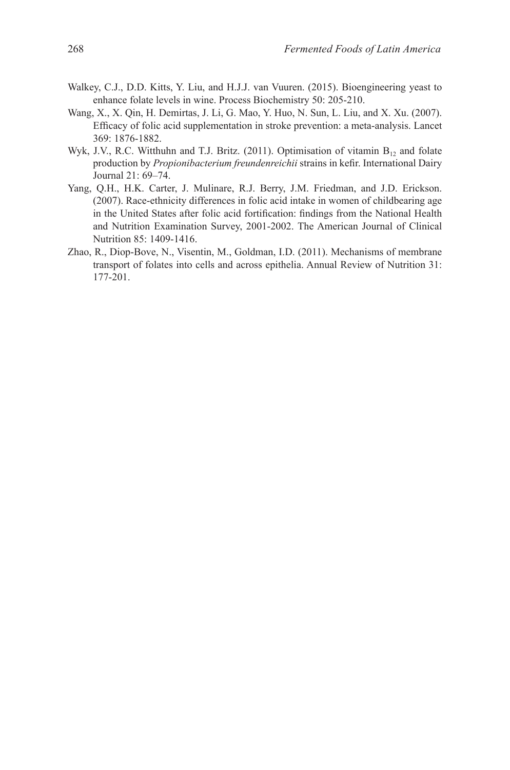Walkey, C.J., D.D. Kitts, Y. Liu, and H.J.J. van Vuuren. (2015). Bioengineering yeast to enhance folate levels in wine. Process Biochemistry 50: 205-210.

Wang, X., X. Qin, H. Demirtas, J. Li, G. Mao, Y. Huo, N. Sun, L. Liu, and X. Xu. (2007). Efficacy of folic acid supplementation in stroke prevention: a meta-analysis. Lancet 369: 1876-1882.

Wyk, J.V., R.C. Witthuhn and T.J. Britz. (2011). Optimisation of vitamin $B_{12}$ and folate production by *Propionibacterium freundenreichii* strains in kefir. International Dairy Journal 21: 69–74.

Yang, Q.H., H.K. Carter, J. Mulinare, R.J. Berry, J.M. Friedman, and J.D. Erickson. (2007). Race-ethnicity differences in folic acid intake in women of childbearing age in the United States after folic acid fortification: findings from the National Health and Nutrition Examination Survey, 2001-2002. The American Journal of Clinical Nutrition 85: 1409-1416.

Zhao, R., Diop-Bove, N., Visentin, M., Goldman, I.D. (2011). Mechanisms of membrane transport of folates into cells and across epithelia. Annual Review of Nutrition 31: 177-201.